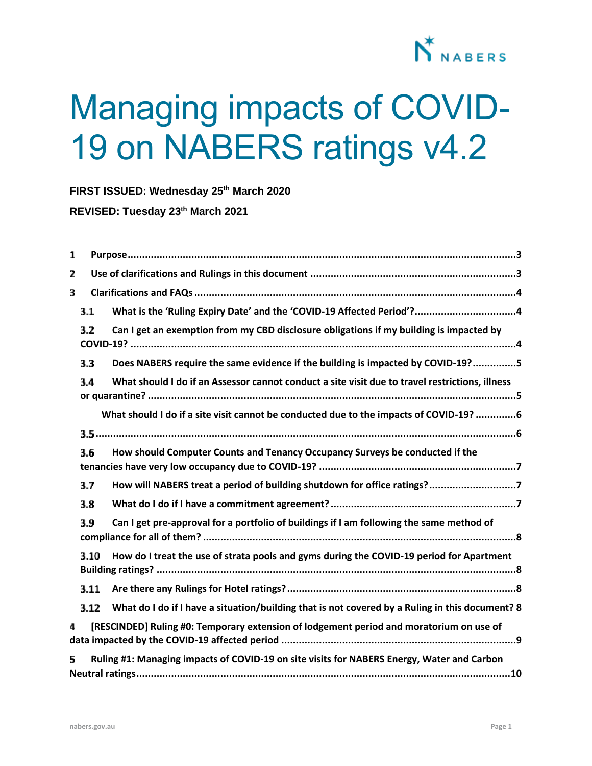# Managing impacts of COVID-19 on NABERS ratings v4.2

**FIRST ISSUED: Wednesday 25th March 2020**

**REVISED: Tuesday 23th March 2021**

1 Purpose ....3

2 Use of clarifications and Rulings in this document ....3

3 Clarifications and FAQs ....4

3.1 What is the 'Ruling Expiry Date' and the 'COVID-19 Affected Period'? ....4

3.2 Can I get an exemption from my CBD disclosure obligations if my building is impacted by COVID-19? ....4

3.3 Does NABERS require the same evidence if the building is impacted by COVID-19? ....5

3.4 What should I do if an Assessor cannot conduct a site visit due to travel restrictions, illness or quarantine? ....5

What should I do if a site visit cannot be conducted due to the impacts of COVID-19? ....6

3.5 ....6

3.6 How should Computer Counts and Tenancy Occupancy Surveys be conducted if the tenancies have very low occupancy due to COVID-19? ....7

3.7 How will NABERS treat a period of building shutdown for office ratings? ....7

3.8 What do I do if I have a commitment agreement? ....7

3.9 Can I get pre-approval for a portfolio of buildings if I am following the same method of compliance for all of them? ....8

3.10 How do I treat the use of strata pools and gyms during the COVID-19 period for Apartment Building ratings? ....8

3.11 Are there any Rulings for Hotel ratings? ....8

3.12 What do I do if I have a situation/building that is not covered by a Ruling in this document? 8

4 [RESCINDED] Ruling #0: Temporary extension of lodgement period and moratorium on use of data impacted by the COVID-19 affected period ....9

5 Ruling #1: Managing impacts of COVID-19 on site visits for NABERS Energy, Water and Carbon Neutral ratings ....10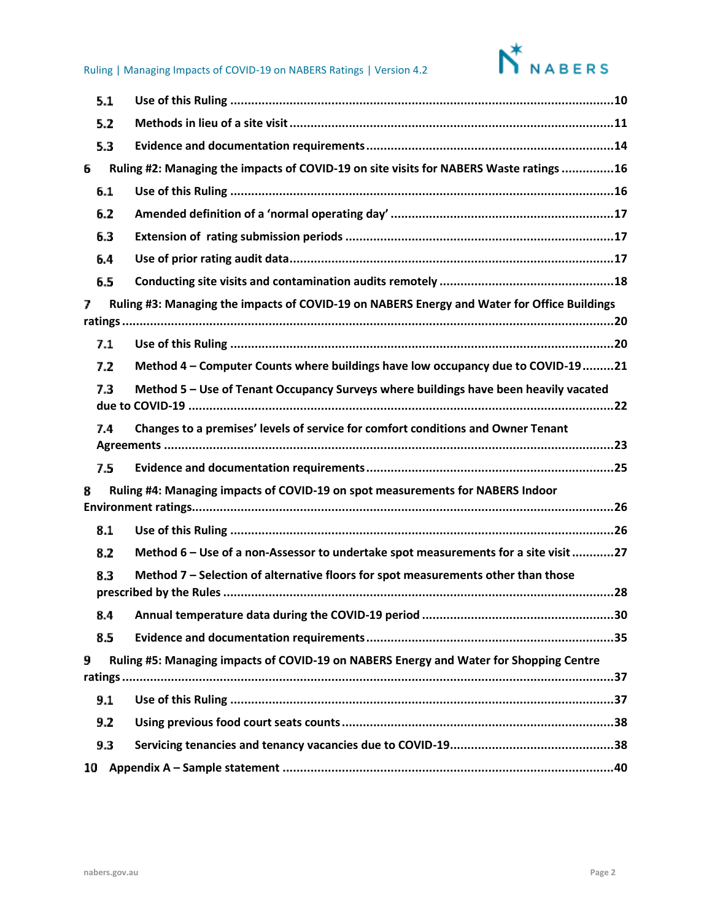- 5.1 Use of this Ruling ............................................................................................................10
- 5.2 Methods in lieu of a site visit ...........................................................................................11
- 5.3 Evidence and documentation requirements .....................................................................14

6 Ruling #2: Managing the impacts of COVID-19 on site visits for NABERS Waste ratings ...............16

- 6.1 Use of this Ruling ............................................................................................................16
- 6.2 Amended definition of a 'normal operating day' ...............................................................17
- 6.3 Extension of rating submission periods ...........................................................................17
- 6.4 Use of prior rating audit data...........................................................................................17
- 6.5 Conducting site visits and contamination audits remotely .................................................18

7 Ruling #3: Managing the impacts of COVID-19 on NABERS Energy and Water for Office Buildings ratings ...........................................................................................................................20

- 7.1 Use of this Ruling ............................................................................................................20
- 7.2 Method 4 – Computer Counts where buildings have low occupancy due to COVID-19.........21
- 7.3 Method 5 – Use of Tenant Occupancy Surveys where buildings have been heavily vacated due to COVID-19 ......................................................................................................................22
- 7.4 Changes to a premises' levels of service for comfort conditions and Owner Tenant Agreements ...............................................................................................................................23
- 7.5 Evidence and documentation requirements......................................................................25

8 Ruling #4: Managing impacts of COVID-19 on spot measurements for NABERS Indoor Environment ratings.....................................................................................................................26

- 8.1 Use of this Ruling ............................................................................................................26
- 8.2 Method 6 – Use of a non-Assessor to undertake spot measurements for a site visit ...........27
- 8.3 Method 7 – Selection of alternative floors for spot measurements other than those prescribed by the Rules ..............................................................................................................28
- 8.4 Annual temperature data during the COVID-19 period ......................................................30
- 8.5 Evidence and documentation requirements......................................................................35

9 Ruling #5: Managing impacts of COVID-19 on NABERS Energy and Water for Shopping Centre ratings ..........................................................................................................................37

- 9.1 Use of this Ruling ............................................................................................................37
- 9.2 Using previous food court seats counts.............................................................................38
- 9.3 Servicing tenancies and tenancy vacancies due to COVID-19..............................................38

10 Appendix A – Sample statement .............................................................................................40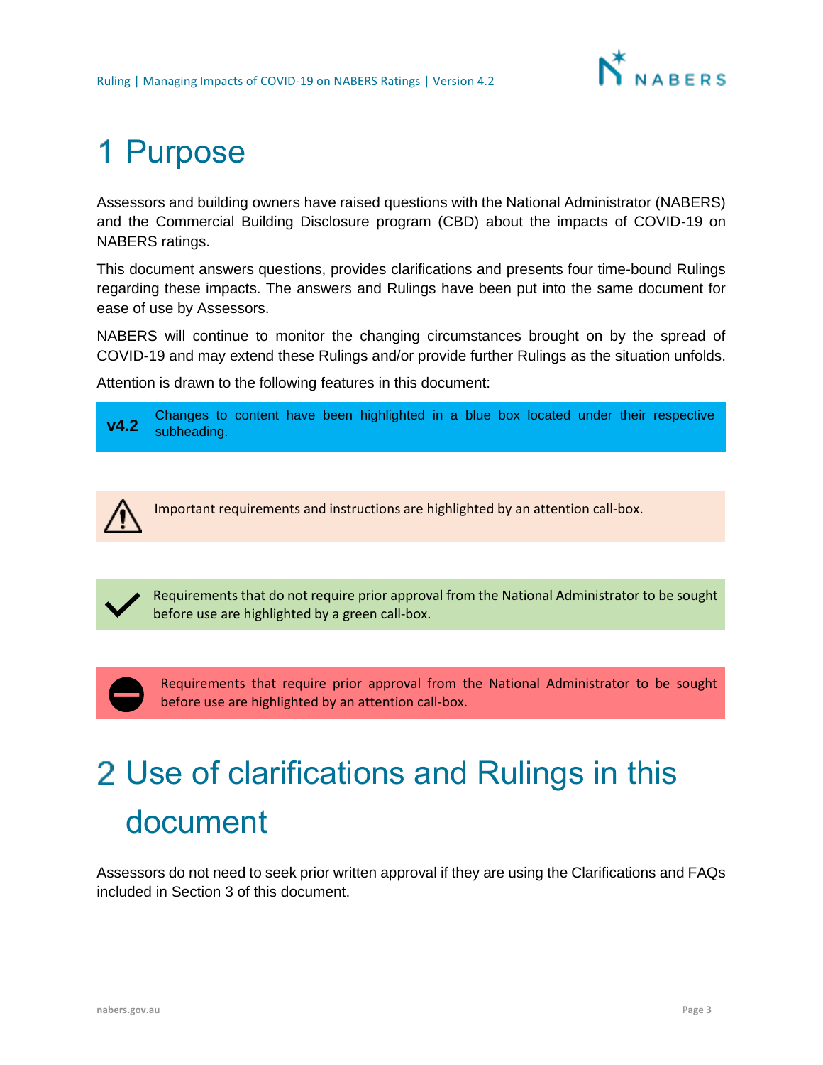# 1 Purpose

Assessors and building owners have raised questions with the National Administrator (NABERS) and the Commercial Building Disclosure program (CBD) about the impacts of COVID-19 on NABERS ratings.

This document answers questions, provides clarifications and presents four time-bound Rulings regarding these impacts. The answers and Rulings have been put into the same document for ease of use by Assessors.

NABERS will continue to monitor the changing circumstances brought on by the spread of COVID-19 and may extend these Rulings and/or provide further Rulings as the situation unfolds.

Attention is drawn to the following features in this document:

**v4.2** Changes to content have been highlighted in a blue box located under their respective subheading.

Important requirements and instructions are highlighted by an attention call-box.

Requirements that do not require prior approval from the National Administrator to be sought before use are highlighted by a green call-box.

Requirements that require prior approval from the National Administrator to be sought before use are highlighted by an attention call-box.

# 2 Use of clarifications and Rulings in this document

Assessors do not need to seek prior written approval if they are using the Clarifications and FAQs included in Section 3 of this document.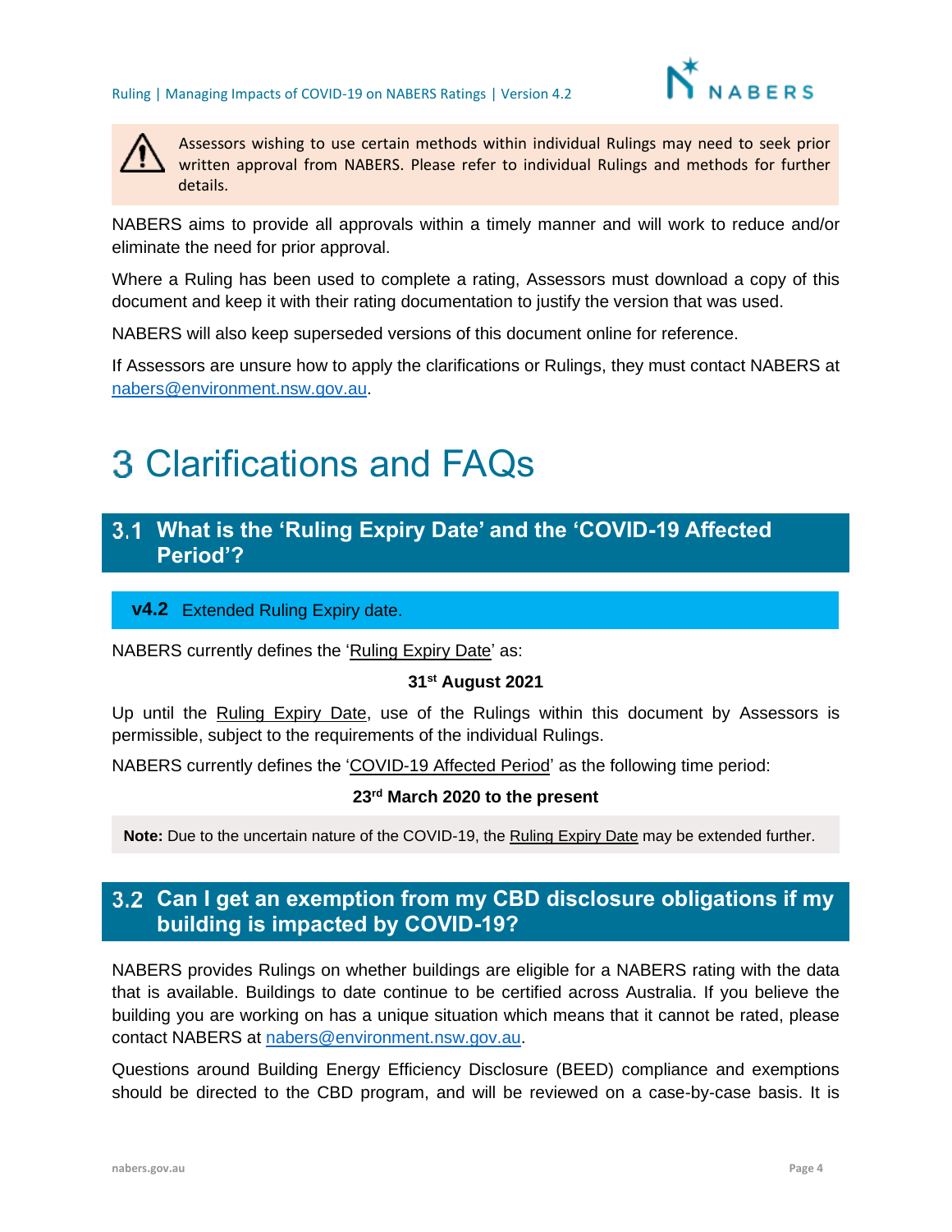> ⚠ Assessors wishing to use certain methods within individual Rulings may need to seek prior written approval from NABERS. Please refer to individual Rulings and methods for further details.

NABERS aims to provide all approvals within a timely manner and will work to reduce and/or eliminate the need for prior approval.

Where a Ruling has been used to complete a rating, Assessors must download a copy of this document and keep it with their rating documentation to justify the version that was used.

NABERS will also keep superseded versions of this document online for reference.

If Assessors are unsure how to apply the clarifications or Rulings, they must contact NABERS at nabers@environment.nsw.gov.au.

# 3 Clarifications and FAQs

## 3.1 What is the 'Ruling Expiry Date' and the 'COVID-19 Affected Period'?

**v4.2** Extended Ruling Expiry date.

NABERS currently defines the 'Ruling Expiry Date' as:

**31st August 2021**

Up until the Ruling Expiry Date, use of the Rulings within this document by Assessors is permissible, subject to the requirements of the individual Rulings.

NABERS currently defines the 'COVID-19 Affected Period' as the following time period:

**23rd March 2020 to the present**

**Note:** Due to the uncertain nature of the COVID-19, the Ruling Expiry Date may be extended further.

## 3.2 Can I get an exemption from my CBD disclosure obligations if my building is impacted by COVID-19?

NABERS provides Rulings on whether buildings are eligible for a NABERS rating with the data that is available. Buildings to date continue to be certified across Australia. If you believe the building you are working on has a unique situation which means that it cannot be rated, please contact NABERS at nabers@environment.nsw.gov.au.

Questions around Building Energy Efficiency Disclosure (BEED) compliance and exemptions should be directed to the CBD program, and will be reviewed on a case-by-case basis. It is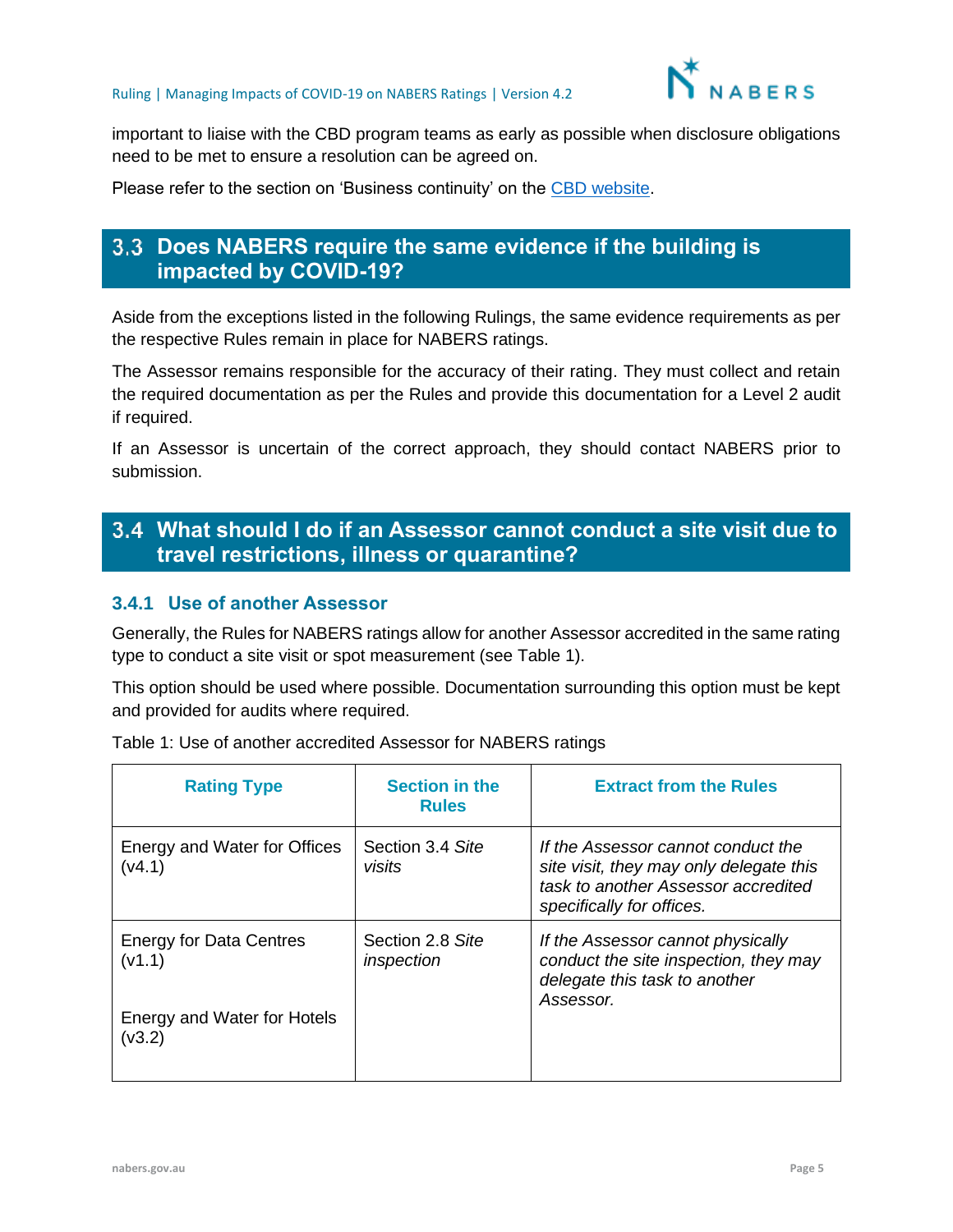important to liaise with the CBD program teams as early as possible when disclosure obligations need to be met to ensure a resolution can be agreed on.

Please refer to the section on 'Business continuity' on the CBD website.

## 3.3 Does NABERS require the same evidence if the building is impacted by COVID-19?

Aside from the exceptions listed in the following Rulings, the same evidence requirements as per the respective Rules remain in place for NABERS ratings.

The Assessor remains responsible for the accuracy of their rating. They must collect and retain the required documentation as per the Rules and provide this documentation for a Level 2 audit if required.

If an Assessor is uncertain of the correct approach, they should contact NABERS prior to submission.

## 3.4 What should I do if an Assessor cannot conduct a site visit due to travel restrictions, illness or quarantine?

### 3.4.1 Use of another Assessor

Generally, the Rules for NABERS ratings allow for another Assessor accredited in the same rating type to conduct a site visit or spot measurement (see Table 1).

This option should be used where possible. Documentation surrounding this option must be kept and provided for audits where required.

Table 1: Use of another accredited Assessor for NABERS ratings

| Rating Type | Section in the Rules | Extract from the Rules |
|---|---|---|
| Energy and Water for Offices (v4.1) | Section 3.4 *Site visits* | *If the Assessor cannot conduct the site visit, they may only delegate this task to another Assessor accredited specifically for offices.* |
| Energy for Data Centres (v1.1)<br><br>Energy and Water for Hotels (v3.2) | Section 2.8 *Site inspection* | *If the Assessor cannot physically conduct the site inspection, they may delegate this task to another Assessor.* |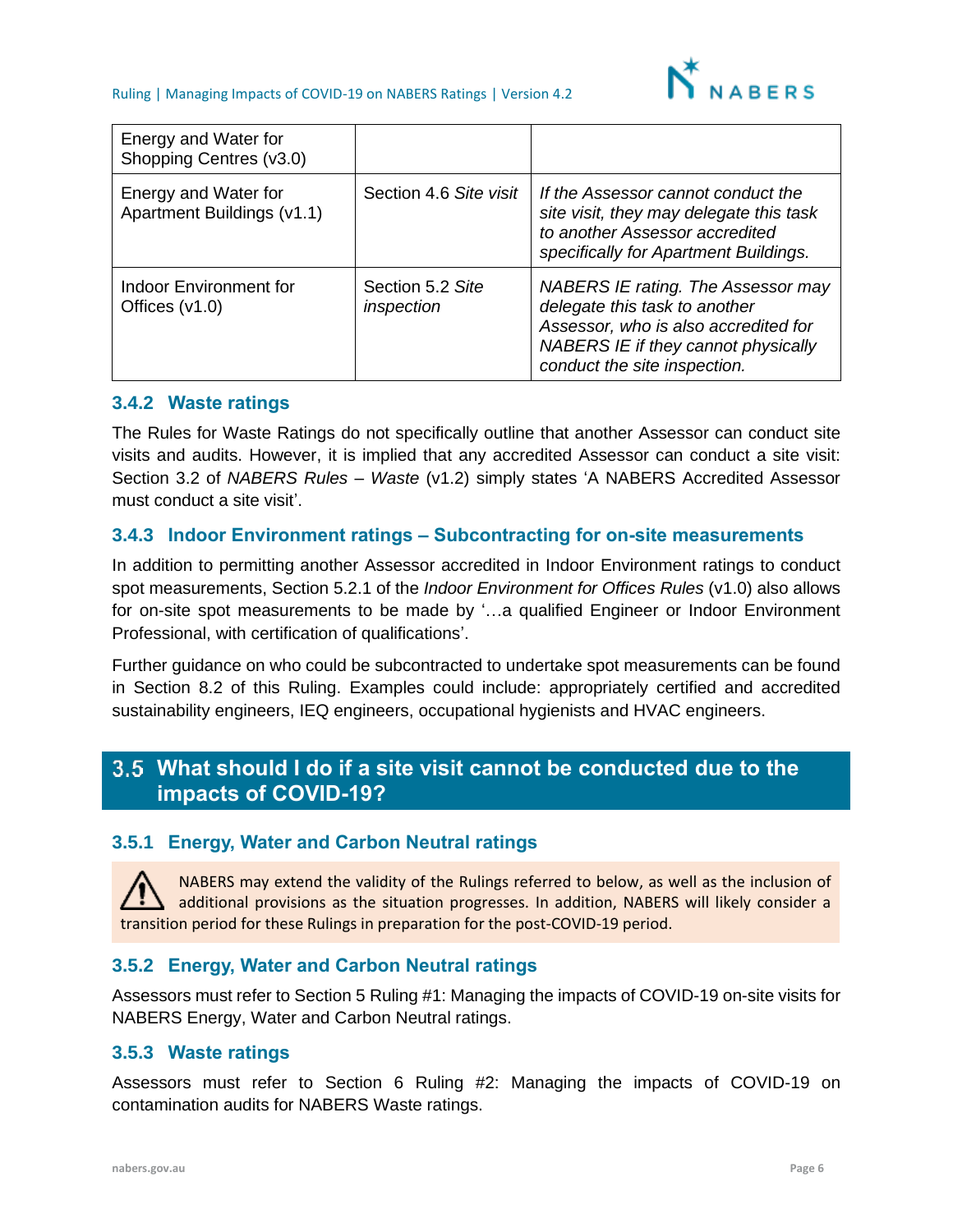| | | |
|---|---|---|
| Energy and Water for Shopping Centres (v3.0) | | |
| Energy and Water for Apartment Buildings (v1.1) | Section 4.6 *Site visit* | *If the Assessor cannot conduct the site visit, they may delegate this task to another Assessor accredited specifically for Apartment Buildings.* |
| Indoor Environment for Offices (v1.0) | Section 5.2 *Site inspection* | *NABERS IE rating. The Assessor may delegate this task to another Assessor, who is also accredited for NABERS IE if they cannot physically conduct the site inspection.* |

### 3.4.2 Waste ratings

The Rules for Waste Ratings do not specifically outline that another Assessor can conduct site visits and audits. However, it is implied that any accredited Assessor can conduct a site visit: Section 3.2 of *NABERS Rules – Waste* (v1.2) simply states 'A NABERS Accredited Assessor must conduct a site visit'.

### 3.4.3 Indoor Environment ratings – Subcontracting for on-site measurements

In addition to permitting another Assessor accredited in Indoor Environment ratings to conduct spot measurements, Section 5.2.1 of the *Indoor Environment for Offices Rules* (v1.0) also allows for on-site spot measurements to be made by '…a qualified Engineer or Indoor Environment Professional, with certification of qualifications'.

Further guidance on who could be subcontracted to undertake spot measurements can be found in Section 8.2 of this Ruling. Examples could include: appropriately certified and accredited sustainability engineers, IEQ engineers, occupational hygienists and HVAC engineers.

## 3.5 What should I do if a site visit cannot be conducted due to the impacts of COVID-19?

### 3.5.1 Energy, Water and Carbon Neutral ratings

⚠ NABERS may extend the validity of the Rulings referred to below, as well as the inclusion of additional provisions as the situation progresses. In addition, NABERS will likely consider a transition period for these Rulings in preparation for the post-COVID-19 period.

### 3.5.2 Energy, Water and Carbon Neutral ratings

Assessors must refer to Section 5 Ruling #1: Managing the impacts of COVID-19 on-site visits for NABERS Energy, Water and Carbon Neutral ratings.

### 3.5.3 Waste ratings

Assessors must refer to Section 6 Ruling #2: Managing the impacts of COVID-19 on contamination audits for NABERS Waste ratings.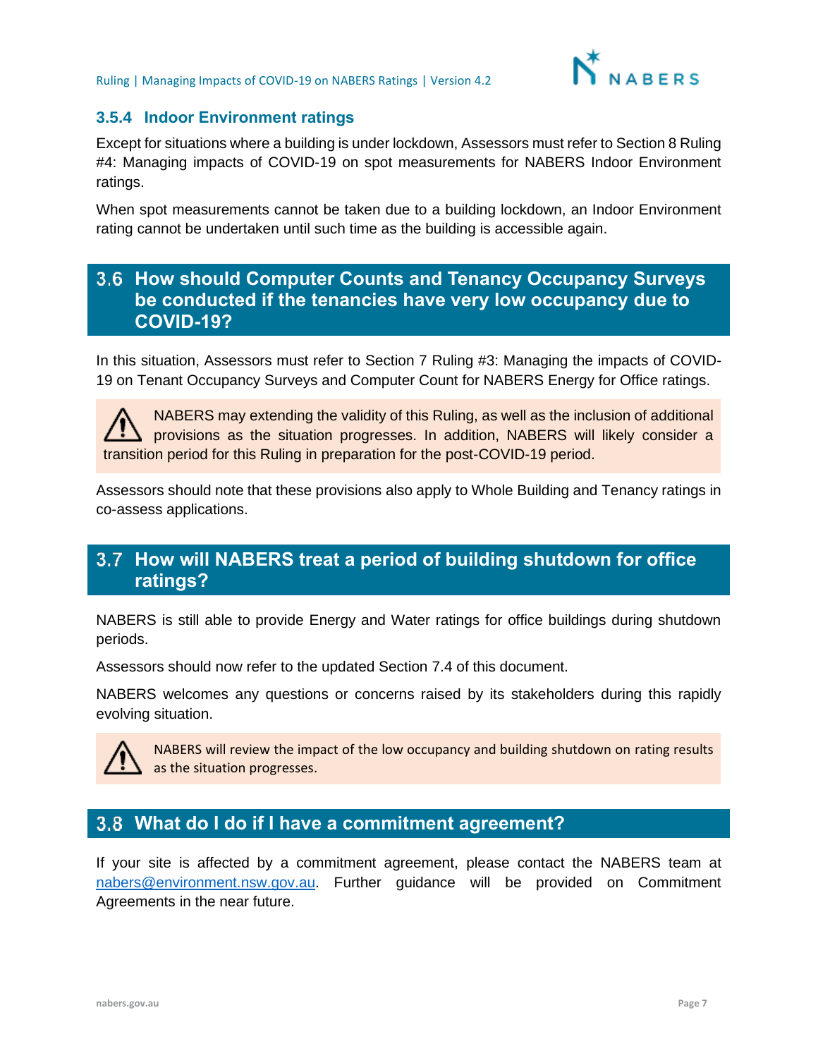### 3.5.4 Indoor Environment ratings

Except for situations where a building is under lockdown, Assessors must refer to Section 8 Ruling #4: Managing impacts of COVID-19 on spot measurements for NABERS Indoor Environment ratings.

When spot measurements cannot be taken due to a building lockdown, an Indoor Environment rating cannot be undertaken until such time as the building is accessible again.

## 3.6 How should Computer Counts and Tenancy Occupancy Surveys be conducted if the tenancies have very low occupancy due to COVID-19?

In this situation, Assessors must refer to Section 7 Ruling #3: Managing the impacts of COVID-19 on Tenant Occupancy Surveys and Computer Count for NABERS Energy for Office ratings.

> ⚠ NABERS may extending the validity of this Ruling, as well as the inclusion of additional provisions as the situation progresses. In addition, NABERS will likely consider a transition period for this Ruling in preparation for the post-COVID-19 period.

Assessors should note that these provisions also apply to Whole Building and Tenancy ratings in co-assess applications.

## 3.7 How will NABERS treat a period of building shutdown for office ratings?

NABERS is still able to provide Energy and Water ratings for office buildings during shutdown periods.

Assessors should now refer to the updated Section 7.4 of this document.

NABERS welcomes any questions or concerns raised by its stakeholders during this rapidly evolving situation.

> ⚠ NABERS will review the impact of the low occupancy and building shutdown on rating results as the situation progresses.

## 3.8 What do I do if I have a commitment agreement?

If your site is affected by a commitment agreement, please contact the NABERS team at nabers@environment.nsw.gov.au. Further guidance will be provided on Commitment Agreements in the near future.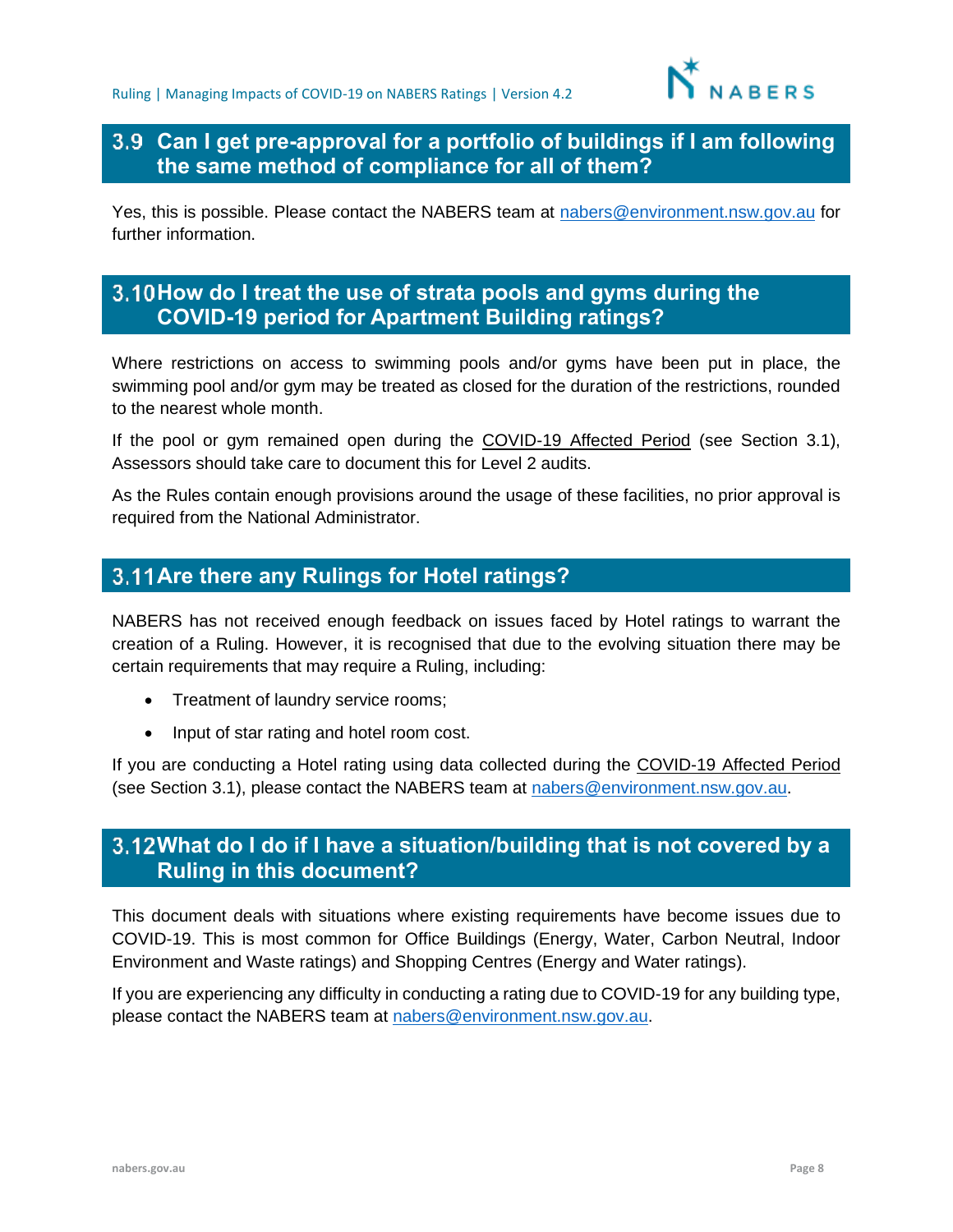## 3.9 Can I get pre-approval for a portfolio of buildings if I am following the same method of compliance for all of them?

Yes, this is possible. Please contact the NABERS team at nabers@environment.nsw.gov.au for further information.

## 3.10 How do I treat the use of strata pools and gyms during the COVID-19 period for Apartment Building ratings?

Where restrictions on access to swimming pools and/or gyms have been put in place, the swimming pool and/or gym may be treated as closed for the duration of the restrictions, rounded to the nearest whole month.

If the pool or gym remained open during the COVID-19 Affected Period (see Section 3.1), Assessors should take care to document this for Level 2 audits.

As the Rules contain enough provisions around the usage of these facilities, no prior approval is required from the National Administrator.

## 3.11 Are there any Rulings for Hotel ratings?

NABERS has not received enough feedback on issues faced by Hotel ratings to warrant the creation of a Ruling. However, it is recognised that due to the evolving situation there may be certain requirements that may require a Ruling, including:

- Treatment of laundry service rooms;
- Input of star rating and hotel room cost.

If you are conducting a Hotel rating using data collected during the COVID-19 Affected Period (see Section 3.1), please contact the NABERS team at nabers@environment.nsw.gov.au.

## 3.12 What do I do if I have a situation/building that is not covered by a Ruling in this document?

This document deals with situations where existing requirements have become issues due to COVID-19. This is most common for Office Buildings (Energy, Water, Carbon Neutral, Indoor Environment and Waste ratings) and Shopping Centres (Energy and Water ratings).

If you are experiencing any difficulty in conducting a rating due to COVID-19 for any building type, please contact the NABERS team at nabers@environment.nsw.gov.au.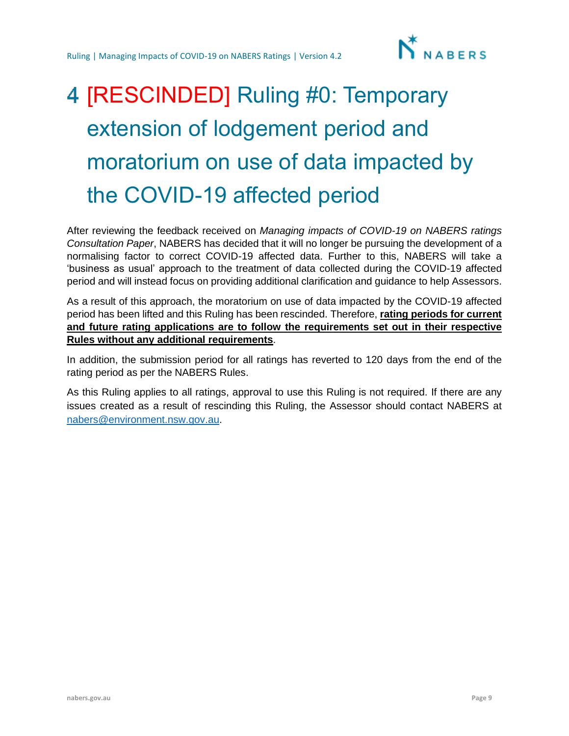# 4 [RESCINDED] Ruling #0: Temporary extension of lodgement period and moratorium on use of data impacted by the COVID-19 affected period

After reviewing the feedback received on *Managing impacts of COVID-19 on NABERS ratings Consultation Paper*, NABERS has decided that it will no longer be pursuing the development of a normalising factor to correct COVID-19 affected data. Further to this, NABERS will take a 'business as usual' approach to the treatment of data collected during the COVID-19 affected period and will instead focus on providing additional clarification and guidance to help Assessors.

As a result of this approach, the moratorium on use of data impacted by the COVID-19 affected period has been lifted and this Ruling has been rescinded. Therefore, **rating periods for current and future rating applications are to follow the requirements set out in their respective Rules without any additional requirements**.

In addition, the submission period for all ratings has reverted to 120 days from the end of the rating period as per the NABERS Rules.

As this Ruling applies to all ratings, approval to use this Ruling is not required. If there are any issues created as a result of rescinding this Ruling, the Assessor should contact NABERS at nabers@environment.nsw.gov.au.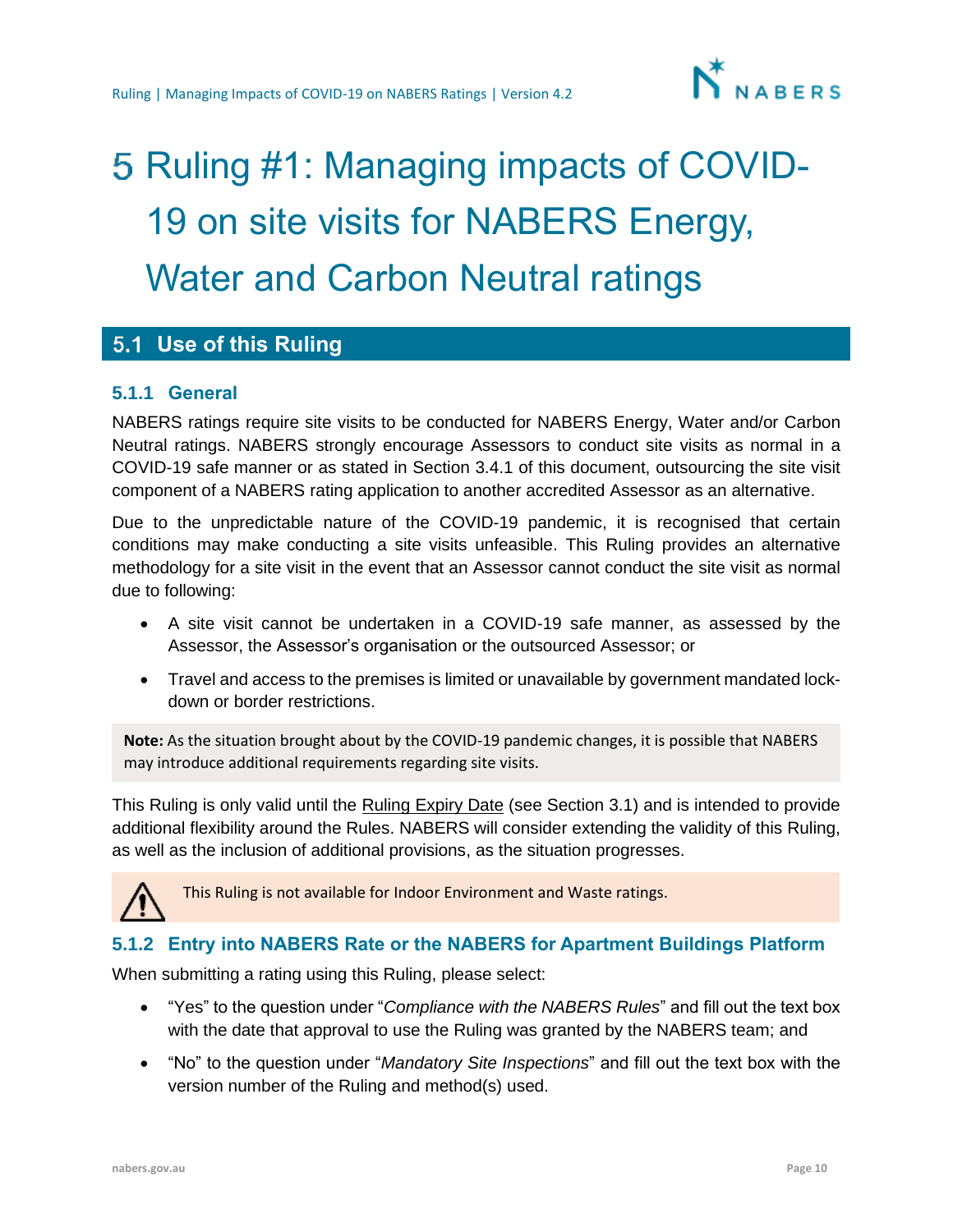# 5 Ruling #1: Managing impacts of COVID-19 on site visits for NABERS Energy, Water and Carbon Neutral ratings

## 5.1 Use of this Ruling

### 5.1.1 General

NABERS ratings require site visits to be conducted for NABERS Energy, Water and/or Carbon Neutral ratings. NABERS strongly encourage Assessors to conduct site visits as normal in a COVID-19 safe manner or as stated in Section 3.4.1 of this document, outsourcing the site visit component of a NABERS rating application to another accredited Assessor as an alternative.

Due to the unpredictable nature of the COVID-19 pandemic, it is recognised that certain conditions may make conducting a site visits unfeasible. This Ruling provides an alternative methodology for a site visit in the event that an Assessor cannot conduct the site visit as normal due to following:

- A site visit cannot be undertaken in a COVID-19 safe manner, as assessed by the Assessor, the Assessor's organisation or the outsourced Assessor; or
- Travel and access to the premises is limited or unavailable by government mandated lock-down or border restrictions.

**Note:** As the situation brought about by the COVID-19 pandemic changes, it is possible that NABERS may introduce additional requirements regarding site visits.

This Ruling is only valid until the Ruling Expiry Date (see Section 3.1) and is intended to provide additional flexibility around the Rules. NABERS will consider extending the validity of this Ruling, as well as the inclusion of additional provisions, as the situation progresses.

This Ruling is not available for Indoor Environment and Waste ratings.

### 5.1.2 Entry into NABERS Rate or the NABERS for Apartment Buildings Platform

When submitting a rating using this Ruling, please select:

- "Yes" to the question under "*Compliance with the NABERS Rules*" and fill out the text box with the date that approval to use the Ruling was granted by the NABERS team; and
- "No" to the question under "*Mandatory Site Inspections*" and fill out the text box with the version number of the Ruling and method(s) used.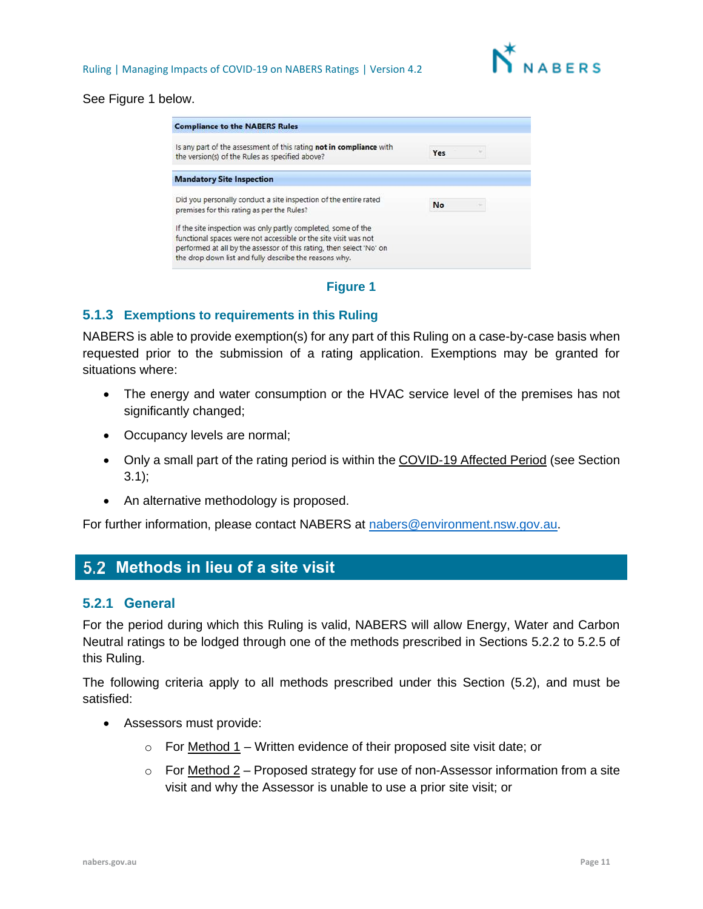See Figure 1 below.

| Compliance to the NABERS Rules | |
|---|---|
| Is any part of the assessment of this rating **not in compliance** with the version(s) of the Rules as specified above? | Yes |
| **Mandatory Site Inspection** | |
| Did you personally conduct a site inspection of the entire rated premises for this rating as per the Rules?<br><br>If the site inspection was only partly completed, some of the functional spaces were not accessible or the site visit was not performed at all by the assessor of this rating, then select 'No' on the drop down list and fully describe the reasons why. | No |

**Figure 1**

### 5.1.3 Exemptions to requirements in this Ruling

NABERS is able to provide exemption(s) for any part of this Ruling on a case-by-case basis when requested prior to the submission of a rating application. Exemptions may be granted for situations where:

- The energy and water consumption or the HVAC service level of the premises has not significantly changed;
- Occupancy levels are normal;
- Only a small part of the rating period is within the COVID-19 Affected Period (see Section 3.1);
- An alternative methodology is proposed.

For further information, please contact NABERS at nabers@environment.nsw.gov.au.

## 5.2 Methods in lieu of a site visit

### 5.2.1 General

For the period during which this Ruling is valid, NABERS will allow Energy, Water and Carbon Neutral ratings to be lodged through one of the methods prescribed in Sections 5.2.2 to 5.2.5 of this Ruling.

The following criteria apply to all methods prescribed under this Section (5.2), and must be satisfied:

- Assessors must provide:
  - For Method 1 – Written evidence of their proposed site visit date; or
  - For Method 2 – Proposed strategy for use of non-Assessor information from a site visit and why the Assessor is unable to use a prior site visit; or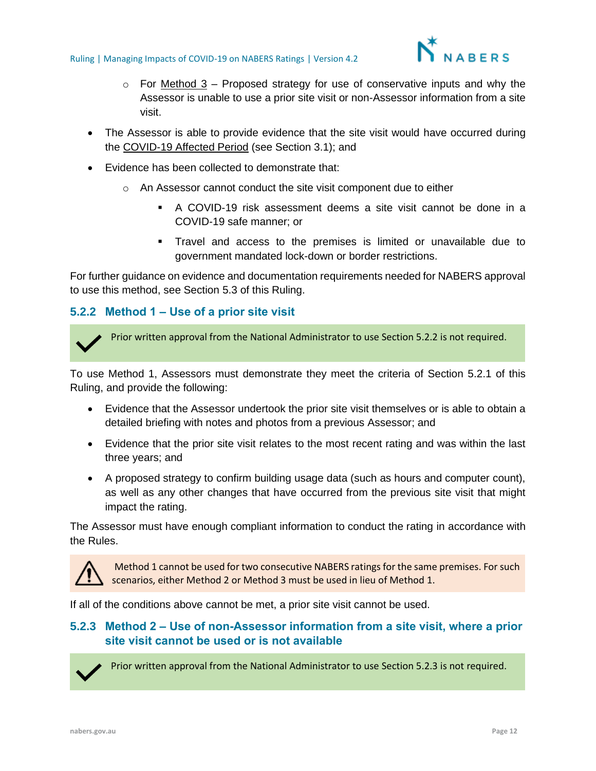- For Method 3 – Proposed strategy for use of conservative inputs and why the Assessor is unable to use a prior site visit or non-Assessor information from a site visit.
- The Assessor is able to provide evidence that the site visit would have occurred during the COVID-19 Affected Period (see Section 3.1); and
- Evidence has been collected to demonstrate that:
  - An Assessor cannot conduct the site visit component due to either
    - A COVID-19 risk assessment deems a site visit cannot be done in a COVID-19 safe manner; or
    - Travel and access to the premises is limited or unavailable due to government mandated lock-down or border restrictions.

For further guidance on evidence and documentation requirements needed for NABERS approval to use this method, see Section 5.3 of this Ruling.

### 5.2.2 Method 1 – Use of a prior site visit

> ✓ Prior written approval from the National Administrator to use Section 5.2.2 is not required.

To use Method 1, Assessors must demonstrate they meet the criteria of Section 5.2.1 of this Ruling, and provide the following:

- Evidence that the Assessor undertook the prior site visit themselves or is able to obtain a detailed briefing with notes and photos from a previous Assessor; and
- Evidence that the prior site visit relates to the most recent rating and was within the last three years; and
- A proposed strategy to confirm building usage data (such as hours and computer count), as well as any other changes that have occurred from the previous site visit that might impact the rating.

The Assessor must have enough compliant information to conduct the rating in accordance with the Rules.

> ⚠ Method 1 cannot be used for two consecutive NABERS ratings for the same premises. For such scenarios, either Method 2 or Method 3 must be used in lieu of Method 1.

If all of the conditions above cannot be met, a prior site visit cannot be used.

### 5.2.3 Method 2 – Use of non-Assessor information from a site visit, where a prior site visit cannot be used or is not available

> ✓ Prior written approval from the National Administrator to use Section 5.2.3 is not required.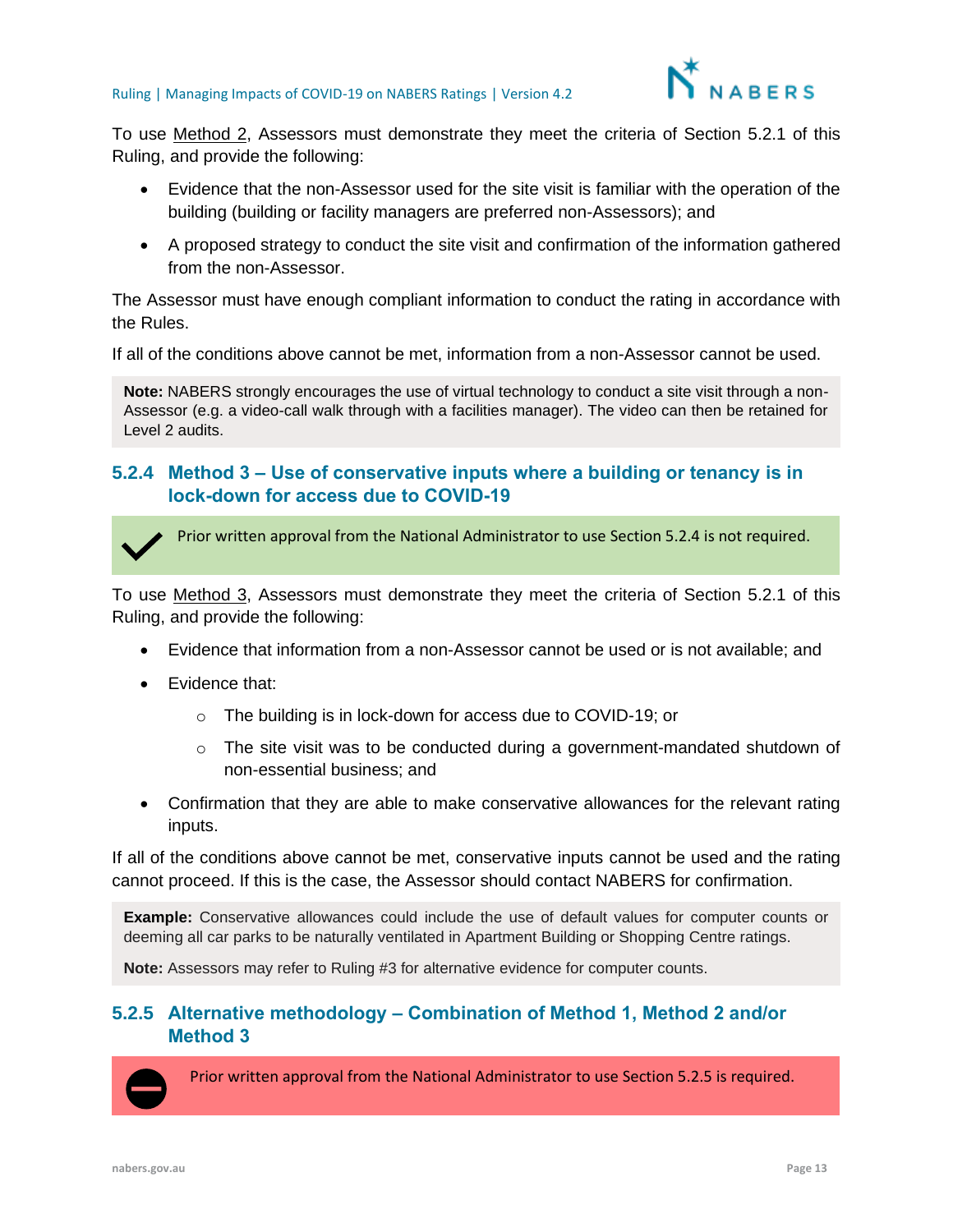To use Method 2, Assessors must demonstrate they meet the criteria of Section 5.2.1 of this Ruling, and provide the following:

- Evidence that the non-Assessor used for the site visit is familiar with the operation of the building (building or facility managers are preferred non-Assessors); and
- A proposed strategy to conduct the site visit and confirmation of the information gathered from the non-Assessor.

The Assessor must have enough compliant information to conduct the rating in accordance with the Rules.

If all of the conditions above cannot be met, information from a non-Assessor cannot be used.

> **Note:** NABERS strongly encourages the use of virtual technology to conduct a site visit through a non-Assessor (e.g. a video-call walk through with a facilities manager). The video can then be retained for Level 2 audits.

### 5.2.4 Method 3 – Use of conservative inputs where a building or tenancy is in lock-down for access due to COVID-19

> ✔ Prior written approval from the National Administrator to use Section 5.2.4 is not required.

To use Method 3, Assessors must demonstrate they meet the criteria of Section 5.2.1 of this Ruling, and provide the following:

- Evidence that information from a non-Assessor cannot be used or is not available; and
- Evidence that:
  - The building is in lock-down for access due to COVID-19; or
  - The site visit was to be conducted during a government-mandated shutdown of non-essential business; and
- Confirmation that they are able to make conservative allowances for the relevant rating inputs.

If all of the conditions above cannot be met, conservative inputs cannot be used and the rating cannot proceed. If this is the case, the Assessor should contact NABERS for confirmation.

> **Example:** Conservative allowances could include the use of default values for computer counts or deeming all car parks to be naturally ventilated in Apartment Building or Shopping Centre ratings.
>
> **Note:** Assessors may refer to Ruling #3 for alternative evidence for computer counts.

### 5.2.5 Alternative methodology – Combination of Method 1, Method 2 and/or Method 3

> ⛔ Prior written approval from the National Administrator to use Section 5.2.5 is required.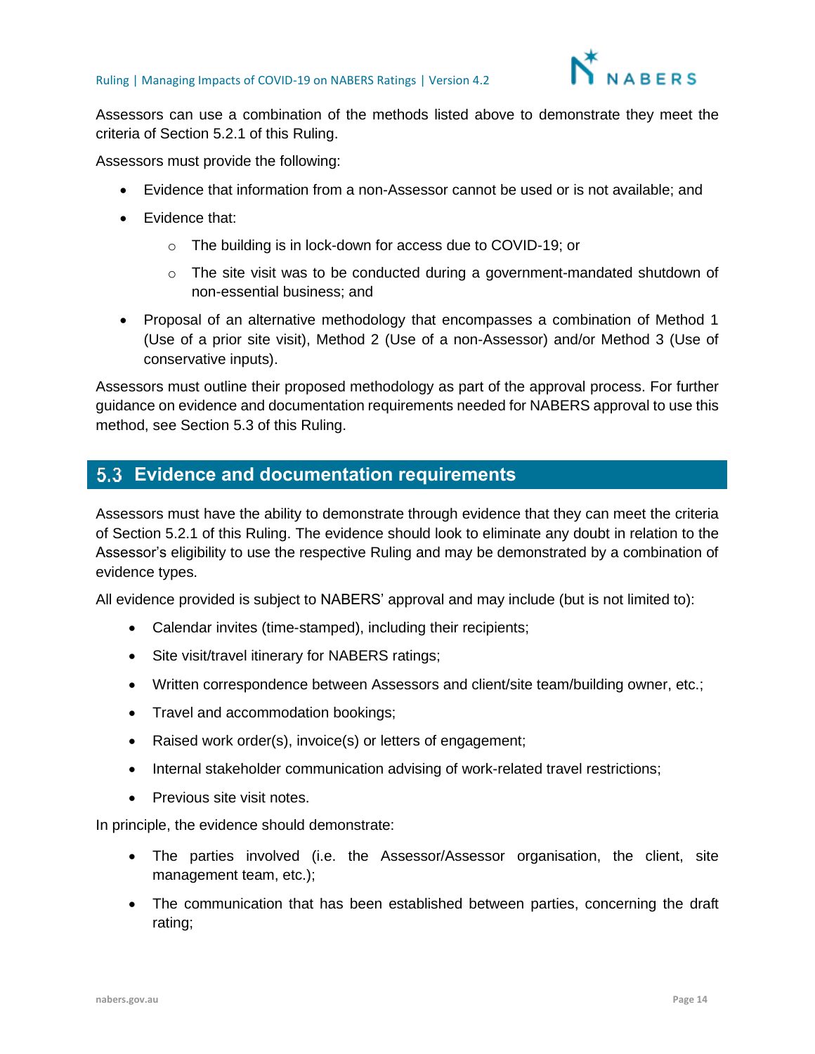Assessors can use a combination of the methods listed above to demonstrate they meet the criteria of Section 5.2.1 of this Ruling.

Assessors must provide the following:

- Evidence that information from a non-Assessor cannot be used or is not available; and
- Evidence that:
  - The building is in lock-down for access due to COVID-19; or
  - The site visit was to be conducted during a government-mandated shutdown of non-essential business; and
- Proposal of an alternative methodology that encompasses a combination of Method 1 (Use of a prior site visit), Method 2 (Use of a non-Assessor) and/or Method 3 (Use of conservative inputs).

Assessors must outline their proposed methodology as part of the approval process. For further guidance on evidence and documentation requirements needed for NABERS approval to use this method, see Section 5.3 of this Ruling.

## 5.3 Evidence and documentation requirements

Assessors must have the ability to demonstrate through evidence that they can meet the criteria of Section 5.2.1 of this Ruling. The evidence should look to eliminate any doubt in relation to the Assessor's eligibility to use the respective Ruling and may be demonstrated by a combination of evidence types.

All evidence provided is subject to NABERS' approval and may include (but is not limited to):

- Calendar invites (time-stamped), including their recipients;
- Site visit/travel itinerary for NABERS ratings;
- Written correspondence between Assessors and client/site team/building owner, etc.;
- Travel and accommodation bookings;
- Raised work order(s), invoice(s) or letters of engagement;
- Internal stakeholder communication advising of work-related travel restrictions;
- Previous site visit notes.

In principle, the evidence should demonstrate:

- The parties involved (i.e. the Assessor/Assessor organisation, the client, site management team, etc.);
- The communication that has been established between parties, concerning the draft rating;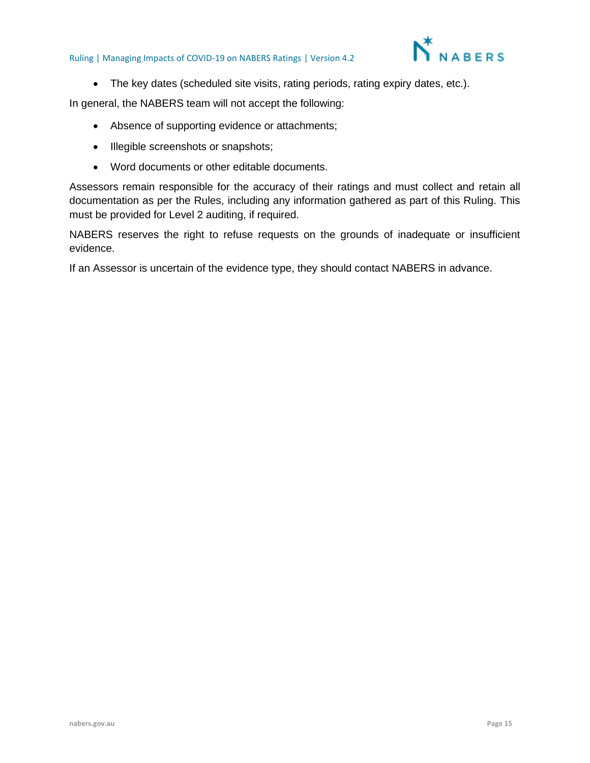- The key dates (scheduled site visits, rating periods, rating expiry dates, etc.).

In general, the NABERS team will not accept the following:

- Absence of supporting evidence or attachments;
- Illegible screenshots or snapshots;
- Word documents or other editable documents.

Assessors remain responsible for the accuracy of their ratings and must collect and retain all documentation as per the Rules, including any information gathered as part of this Ruling. This must be provided for Level 2 auditing, if required.

NABERS reserves the right to refuse requests on the grounds of inadequate or insufficient evidence.

If an Assessor is uncertain of the evidence type, they should contact NABERS in advance.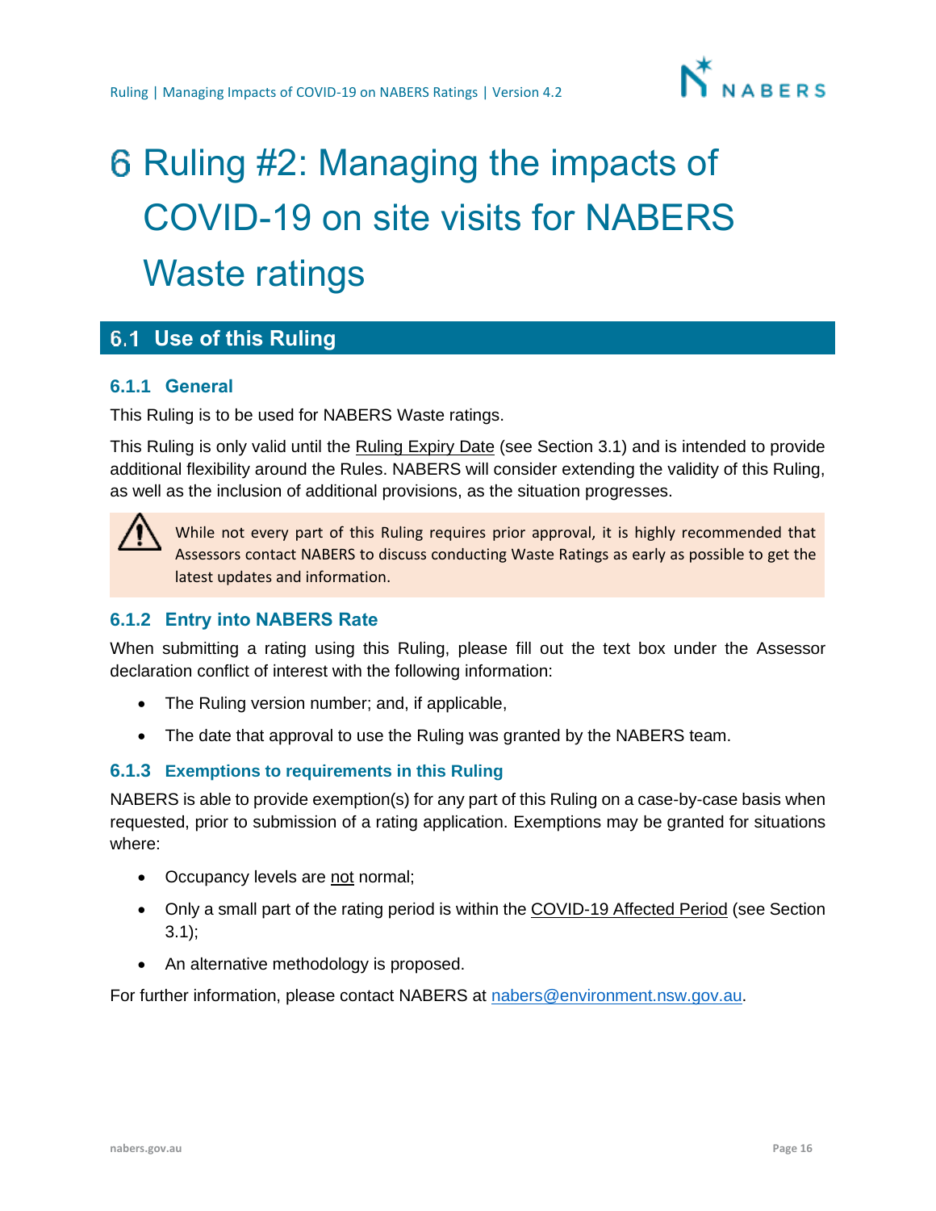# 6 Ruling #2: Managing the impacts of COVID-19 on site visits for NABERS Waste ratings

## 6.1 Use of this Ruling

### 6.1.1 General

This Ruling is to be used for NABERS Waste ratings.

This Ruling is only valid until the Ruling Expiry Date (see Section 3.1) and is intended to provide additional flexibility around the Rules. NABERS will consider extending the validity of this Ruling, as well as the inclusion of additional provisions, as the situation progresses.

> While not every part of this Ruling requires prior approval, it is highly recommended that Assessors contact NABERS to discuss conducting Waste Ratings as early as possible to get the latest updates and information.

### 6.1.2 Entry into NABERS Rate

When submitting a rating using this Ruling, please fill out the text box under the Assessor declaration conflict of interest with the following information:

- The Ruling version number; and, if applicable,
- The date that approval to use the Ruling was granted by the NABERS team.

### 6.1.3 Exemptions to requirements in this Ruling

NABERS is able to provide exemption(s) for any part of this Ruling on a case-by-case basis when requested, prior to submission of a rating application. Exemptions may be granted for situations where:

- Occupancy levels are not normal;
- Only a small part of the rating period is within the COVID-19 Affected Period (see Section 3.1);
- An alternative methodology is proposed.

For further information, please contact NABERS at nabers@environment.nsw.gov.au.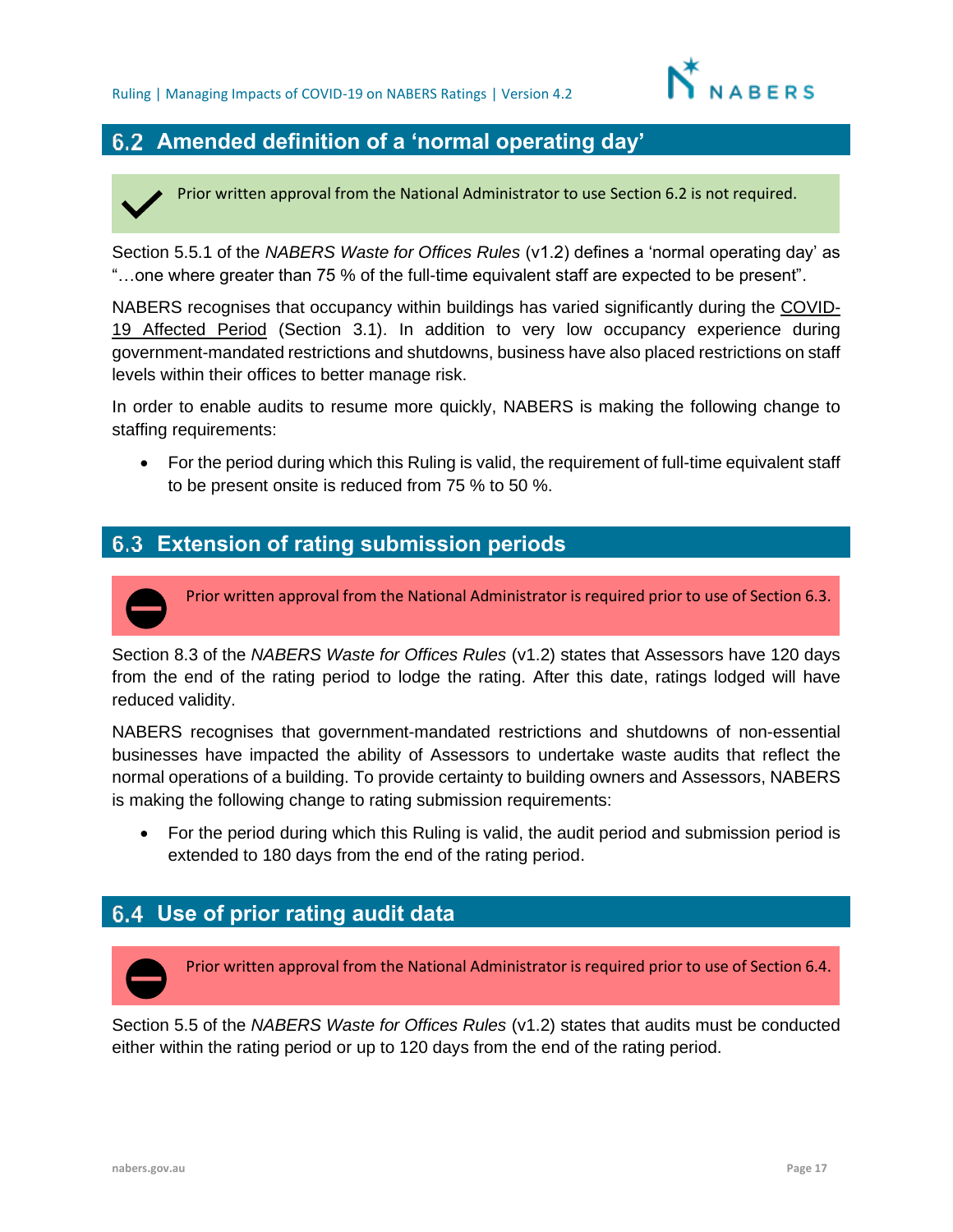## 6.2 Amended definition of a 'normal operating day'

> Prior written approval from the National Administrator to use Section 6.2 is not required.

Section 5.5.1 of the *NABERS Waste for Offices Rules* (v1.2) defines a 'normal operating day' as "…one where greater than 75 % of the full-time equivalent staff are expected to be present".

NABERS recognises that occupancy within buildings has varied significantly during the COVID-19 Affected Period (Section 3.1). In addition to very low occupancy experience during government-mandated restrictions and shutdowns, business have also placed restrictions on staff levels within their offices to better manage risk.

In order to enable audits to resume more quickly, NABERS is making the following change to staffing requirements:

- For the period during which this Ruling is valid, the requirement of full-time equivalent staff to be present onsite is reduced from 75 % to 50 %.

## 6.3 Extension of rating submission periods

> Prior written approval from the National Administrator is required prior to use of Section 6.3.

Section 8.3 of the *NABERS Waste for Offices Rules* (v1.2) states that Assessors have 120 days from the end of the rating period to lodge the rating. After this date, ratings lodged will have reduced validity.

NABERS recognises that government-mandated restrictions and shutdowns of non-essential businesses have impacted the ability of Assessors to undertake waste audits that reflect the normal operations of a building. To provide certainty to building owners and Assessors, NABERS is making the following change to rating submission requirements:

- For the period during which this Ruling is valid, the audit period and submission period is extended to 180 days from the end of the rating period.

## 6.4 Use of prior rating audit data

> Prior written approval from the National Administrator is required prior to use of Section 6.4.

Section 5.5 of the *NABERS Waste for Offices Rules* (v1.2) states that audits must be conducted either within the rating period or up to 120 days from the end of the rating period.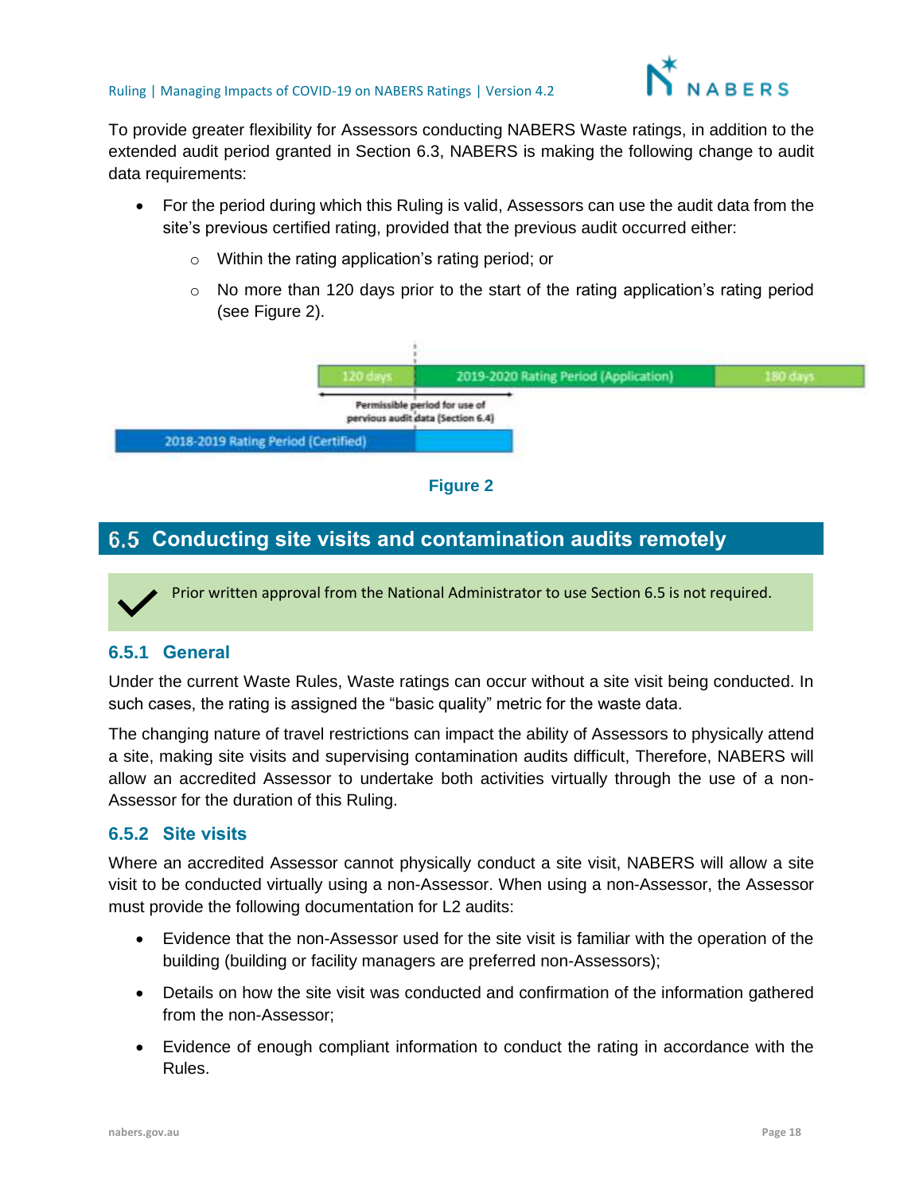To provide greater flexibility for Assessors conducting NABERS Waste ratings, in addition to the extended audit period granted in Section 6.3, NABERS is making the following change to audit data requirements:

- For the period during which this Ruling is valid, Assessors can use the audit data from the site's previous certified rating, provided that the previous audit occurred either:
  - Within the rating application's rating period; or
  - No more than 120 days prior to the start of the rating application's rating period (see Figure 2).

Figure 2

## 6.5 Conducting site visits and contamination audits remotely

Prior written approval from the National Administrator to use Section 6.5 is not required.

### 6.5.1 General

Under the current Waste Rules, Waste ratings can occur without a site visit being conducted. In such cases, the rating is assigned the "basic quality" metric for the waste data.

The changing nature of travel restrictions can impact the ability of Assessors to physically attend a site, making site visits and supervising contamination audits difficult, Therefore, NABERS will allow an accredited Assessor to undertake both activities virtually through the use of a non-Assessor for the duration of this Ruling.

### 6.5.2 Site visits

Where an accredited Assessor cannot physically conduct a site visit, NABERS will allow a site visit to be conducted virtually using a non-Assessor. When using a non-Assessor, the Assessor must provide the following documentation for L2 audits:

- Evidence that the non-Assessor used for the site visit is familiar with the operation of the building (building or facility managers are preferred non-Assessors);
- Details on how the site visit was conducted and confirmation of the information gathered from the non-Assessor;
- Evidence of enough compliant information to conduct the rating in accordance with the Rules.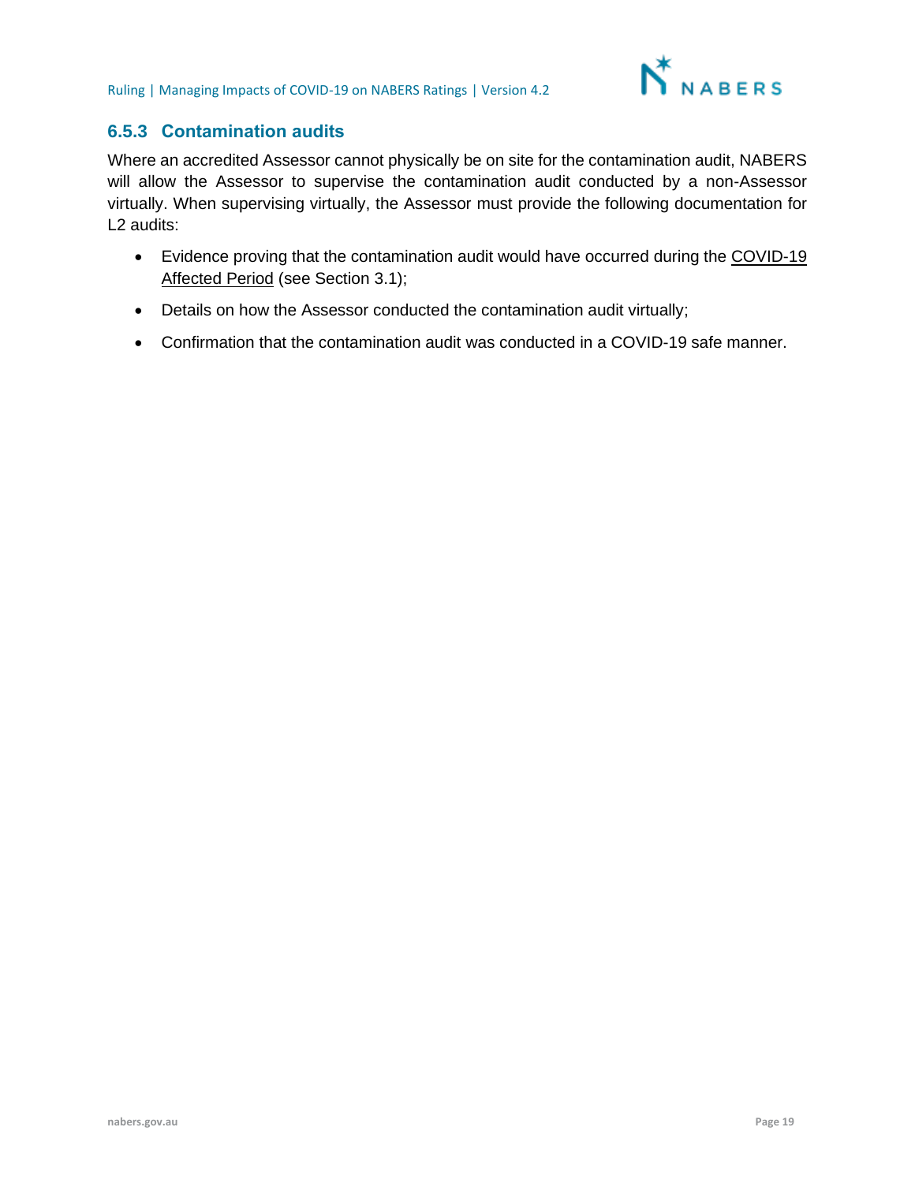### 6.5.3 Contamination audits

Where an accredited Assessor cannot physically be on site for the contamination audit, NABERS will allow the Assessor to supervise the contamination audit conducted by a non-Assessor virtually. When supervising virtually, the Assessor must provide the following documentation for L2 audits:

- Evidence proving that the contamination audit would have occurred during the COVID-19 Affected Period (see Section 3.1);
- Details on how the Assessor conducted the contamination audit virtually;
- Confirmation that the contamination audit was conducted in a COVID-19 safe manner.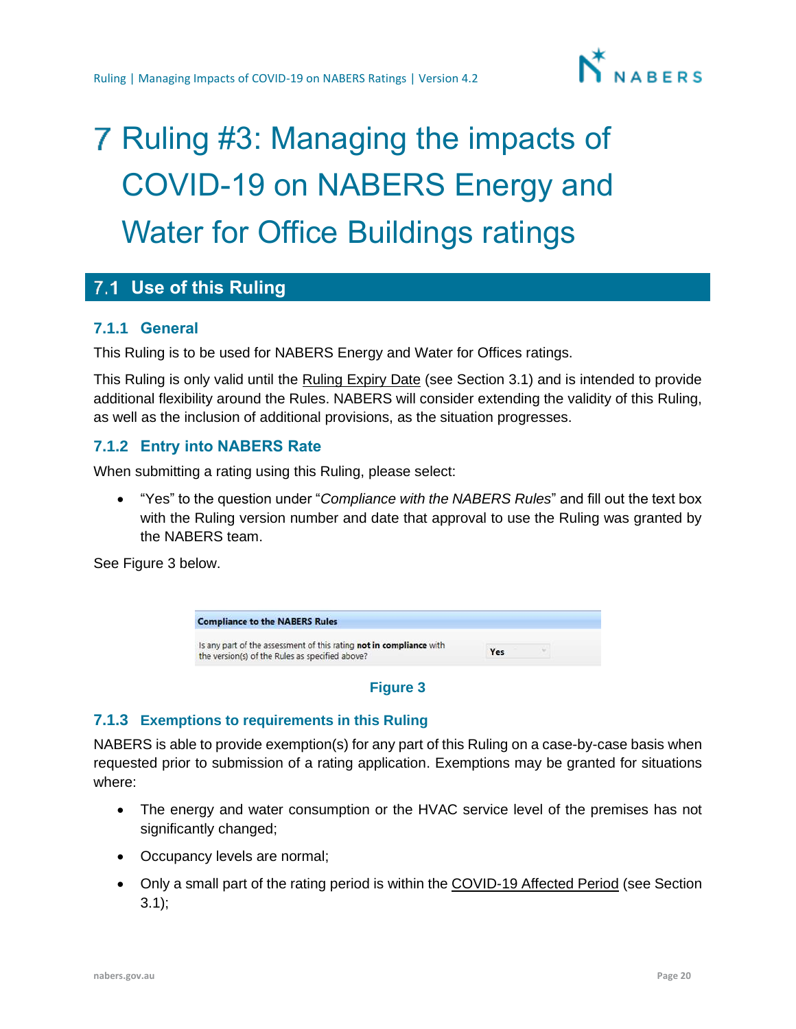# 7 Ruling #3: Managing the impacts of COVID-19 on NABERS Energy and Water for Office Buildings ratings

## 7.1 Use of this Ruling

### 7.1.1 General

This Ruling is to be used for NABERS Energy and Water for Offices ratings.

This Ruling is only valid until the Ruling Expiry Date (see Section 3.1) and is intended to provide additional flexibility around the Rules. NABERS will consider extending the validity of this Ruling, as well as the inclusion of additional provisions, as the situation progresses.

### 7.1.2 Entry into NABERS Rate

When submitting a rating using this Ruling, please select:

- "Yes" to the question under "*Compliance with the NABERS Rules*" and fill out the text box with the Ruling version number and date that approval to use the Ruling was granted by the NABERS team.

See Figure 3 below.

| **Compliance to the NABERS Rules** | |
|---|---|
| Is any part of the assessment of this rating **not in compliance** with the version(s) of the Rules as specified above? | Yes |

**Figure 3**

### 7.1.3 Exemptions to requirements in this Ruling

NABERS is able to provide exemption(s) for any part of this Ruling on a case-by-case basis when requested prior to submission of a rating application. Exemptions may be granted for situations where:

- The energy and water consumption or the HVAC service level of the premises has not significantly changed;
- Occupancy levels are normal;
- Only a small part of the rating period is within the COVID-19 Affected Period (see Section 3.1);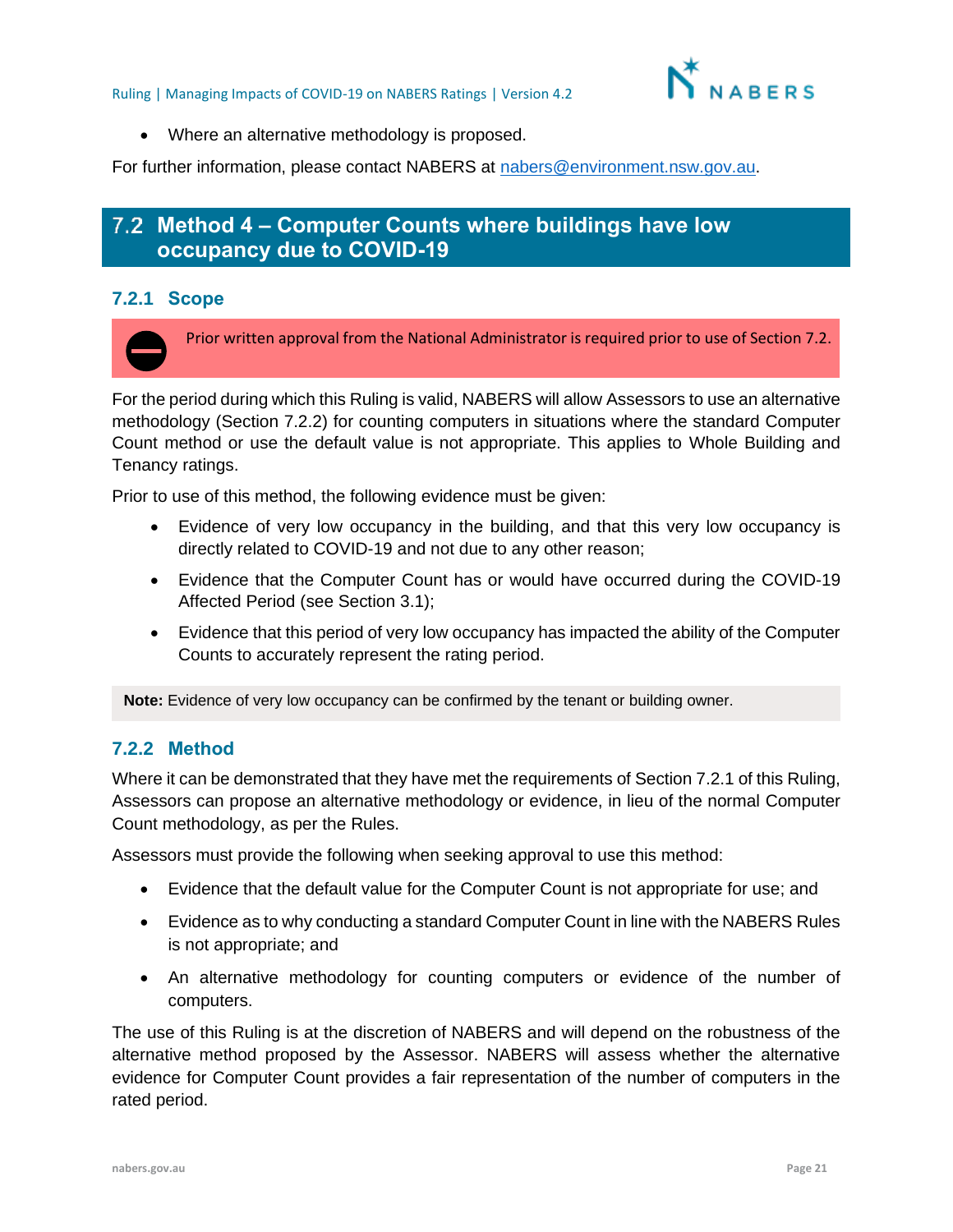- Where an alternative methodology is proposed.

For further information, please contact NABERS at nabers@environment.nsw.gov.au.

## 7.2 Method 4 – Computer Counts where buildings have low occupancy due to COVID-19

### 7.2.1 Scope

Prior written approval from the National Administrator is required prior to use of Section 7.2.

For the period during which this Ruling is valid, NABERS will allow Assessors to use an alternative methodology (Section 7.2.2) for counting computers in situations where the standard Computer Count method or use the default value is not appropriate. This applies to Whole Building and Tenancy ratings.

Prior to use of this method, the following evidence must be given:

- Evidence of very low occupancy in the building, and that this very low occupancy is directly related to COVID-19 and not due to any other reason;
- Evidence that the Computer Count has or would have occurred during the COVID-19 Affected Period (see Section 3.1);
- Evidence that this period of very low occupancy has impacted the ability of the Computer Counts to accurately represent the rating period.

**Note:** Evidence of very low occupancy can be confirmed by the tenant or building owner.

### 7.2.2 Method

Where it can be demonstrated that they have met the requirements of Section 7.2.1 of this Ruling, Assessors can propose an alternative methodology or evidence, in lieu of the normal Computer Count methodology, as per the Rules.

Assessors must provide the following when seeking approval to use this method:

- Evidence that the default value for the Computer Count is not appropriate for use; and
- Evidence as to why conducting a standard Computer Count in line with the NABERS Rules is not appropriate; and
- An alternative methodology for counting computers or evidence of the number of computers.

The use of this Ruling is at the discretion of NABERS and will depend on the robustness of the alternative method proposed by the Assessor. NABERS will assess whether the alternative evidence for Computer Count provides a fair representation of the number of computers in the rated period.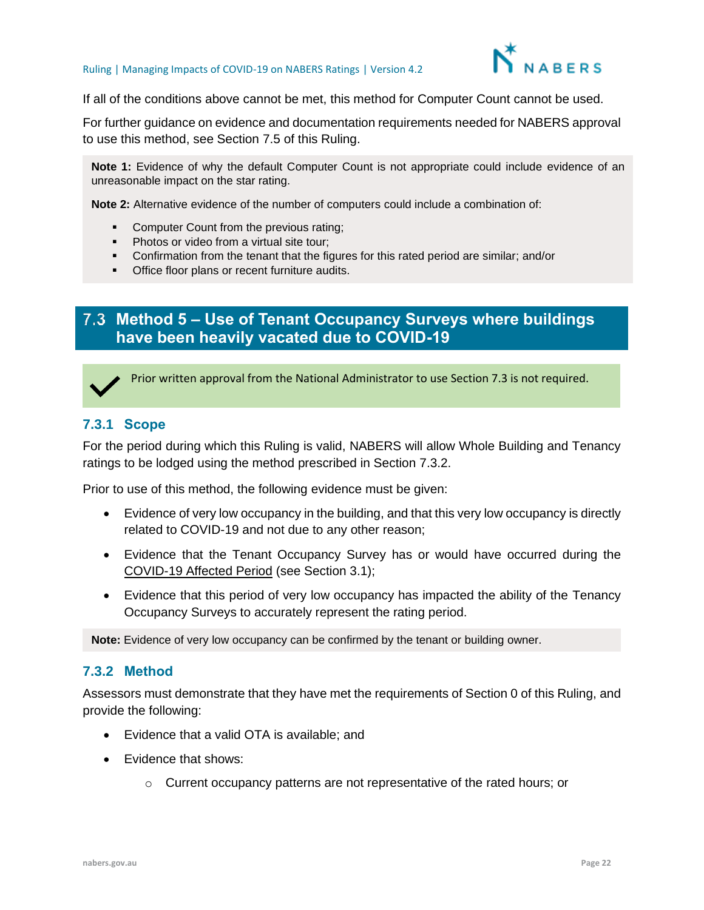If all of the conditions above cannot be met, this method for Computer Count cannot be used.

For further guidance on evidence and documentation requirements needed for NABERS approval to use this method, see Section 7.5 of this Ruling.

**Note 1:** Evidence of why the default Computer Count is not appropriate could include evidence of an unreasonable impact on the star rating.

**Note 2:** Alternative evidence of the number of computers could include a combination of:

- Computer Count from the previous rating;
- Photos or video from a virtual site tour;
- Confirmation from the tenant that the figures for this rated period are similar; and/or
- Office floor plans or recent furniture audits.

## 7.3 Method 5 – Use of Tenant Occupancy Surveys where buildings have been heavily vacated due to COVID-19

✓ Prior written approval from the National Administrator to use Section 7.3 is not required.

### 7.3.1 Scope

For the period during which this Ruling is valid, NABERS will allow Whole Building and Tenancy ratings to be lodged using the method prescribed in Section 7.3.2.

Prior to use of this method, the following evidence must be given:

- Evidence of very low occupancy in the building, and that this very low occupancy is directly related to COVID-19 and not due to any other reason;
- Evidence that the Tenant Occupancy Survey has or would have occurred during the COVID-19 Affected Period (see Section 3.1);
- Evidence that this period of very low occupancy has impacted the ability of the Tenancy Occupancy Surveys to accurately represent the rating period.

**Note:** Evidence of very low occupancy can be confirmed by the tenant or building owner.

### 7.3.2 Method

Assessors must demonstrate that they have met the requirements of Section 0 of this Ruling, and provide the following:

- Evidence that a valid OTA is available; and
- Evidence that shows:
  - Current occupancy patterns are not representative of the rated hours; or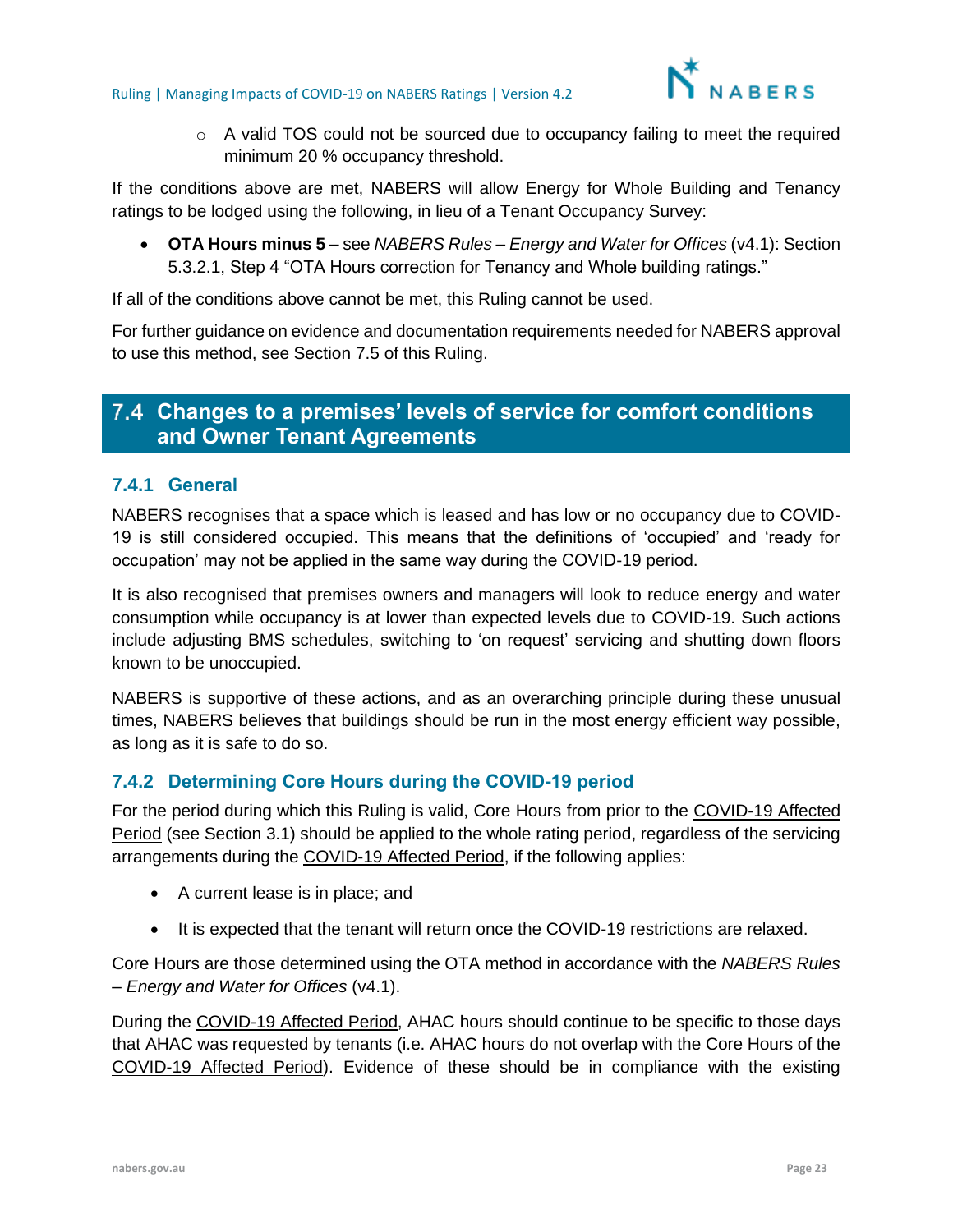- A valid TOS could not be sourced due to occupancy failing to meet the required minimum 20 % occupancy threshold.

If the conditions above are met, NABERS will allow Energy for Whole Building and Tenancy ratings to be lodged using the following, in lieu of a Tenant Occupancy Survey:

- **OTA Hours minus 5** – see *NABERS Rules – Energy and Water for Offices* (v4.1): Section 5.3.2.1, Step 4 "OTA Hours correction for Tenancy and Whole building ratings."

If all of the conditions above cannot be met, this Ruling cannot be used.

For further guidance on evidence and documentation requirements needed for NABERS approval to use this method, see Section 7.5 of this Ruling.

## 7.4 Changes to a premises' levels of service for comfort conditions and Owner Tenant Agreements

### 7.4.1 General

NABERS recognises that a space which is leased and has low or no occupancy due to COVID-19 is still considered occupied. This means that the definitions of 'occupied' and 'ready for occupation' may not be applied in the same way during the COVID-19 period.

It is also recognised that premises owners and managers will look to reduce energy and water consumption while occupancy is at lower than expected levels due to COVID-19. Such actions include adjusting BMS schedules, switching to 'on request' servicing and shutting down floors known to be unoccupied.

NABERS is supportive of these actions, and as an overarching principle during these unusual times, NABERS believes that buildings should be run in the most energy efficient way possible, as long as it is safe to do so.

### 7.4.2 Determining Core Hours during the COVID-19 period

For the period during which this Ruling is valid, Core Hours from prior to the COVID-19 Affected Period (see Section 3.1) should be applied to the whole rating period, regardless of the servicing arrangements during the COVID-19 Affected Period, if the following applies:

- A current lease is in place; and
- It is expected that the tenant will return once the COVID-19 restrictions are relaxed.

Core Hours are those determined using the OTA method in accordance with the *NABERS Rules – Energy and Water for Offices* (v4.1).

During the COVID-19 Affected Period, AHAC hours should continue to be specific to those days that AHAC was requested by tenants (i.e. AHAC hours do not overlap with the Core Hours of the COVID-19 Affected Period). Evidence of these should be in compliance with the existing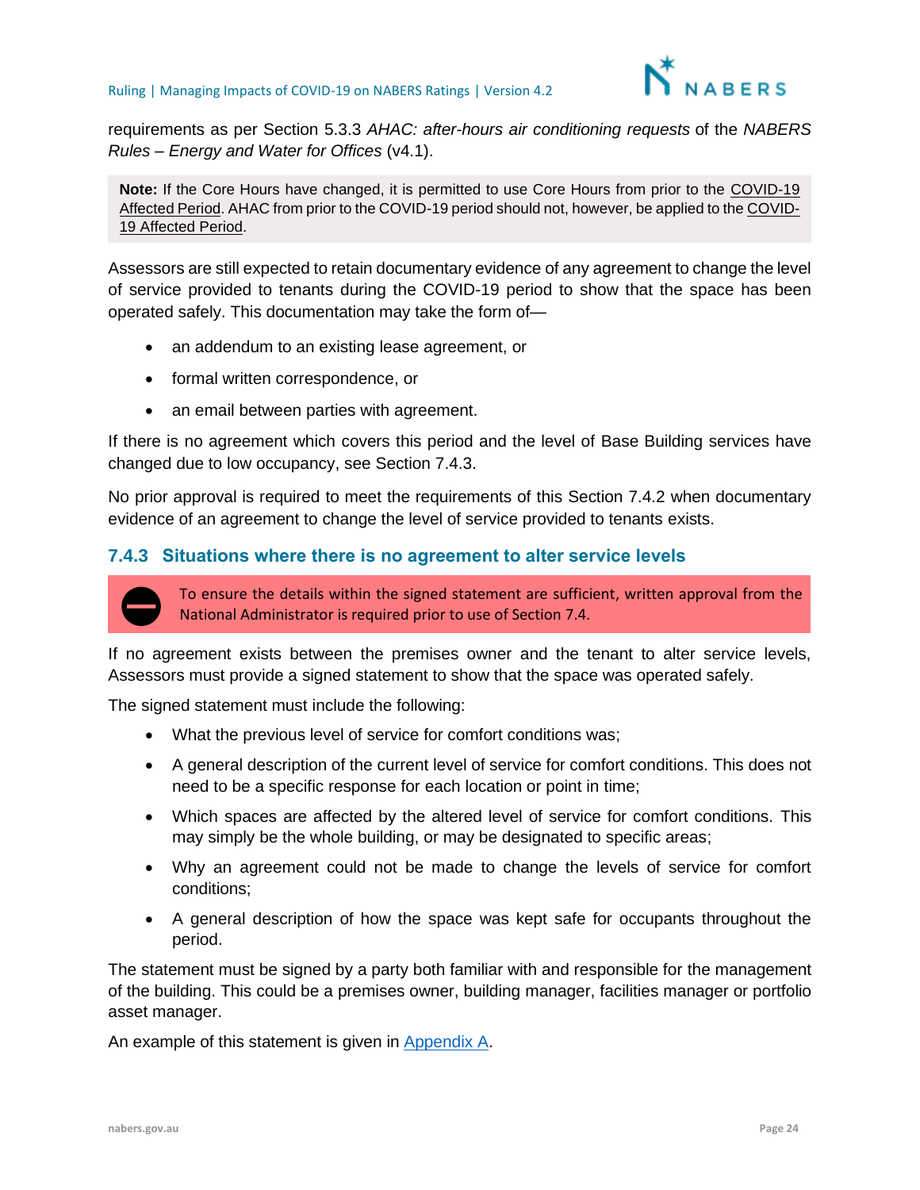requirements as per Section 5.3.3 *AHAC: after-hours air conditioning requests* of the *NABERS Rules – Energy and Water for Offices* (v4.1).

> **Note:** If the Core Hours have changed, it is permitted to use Core Hours from prior to the COVID-19 Affected Period. AHAC from prior to the COVID-19 period should not, however, be applied to the COVID-19 Affected Period.

Assessors are still expected to retain documentary evidence of any agreement to change the level of service provided to tenants during the COVID-19 period to show that the space has been operated safely. This documentation may take the form of—

- an addendum to an existing lease agreement, or
- formal written correspondence, or
- an email between parties with agreement.

If there is no agreement which covers this period and the level of Base Building services have changed due to low occupancy, see Section 7.4.3.

No prior approval is required to meet the requirements of this Section 7.4.2 when documentary evidence of an agreement to change the level of service provided to tenants exists.

### 7.4.3 Situations where there is no agreement to alter service levels

> To ensure the details within the signed statement are sufficient, written approval from the National Administrator is required prior to use of Section 7.4.

If no agreement exists between the premises owner and the tenant to alter service levels, Assessors must provide a signed statement to show that the space was operated safely.

The signed statement must include the following:

- What the previous level of service for comfort conditions was;
- A general description of the current level of service for comfort conditions. This does not need to be a specific response for each location or point in time;
- Which spaces are affected by the altered level of service for comfort conditions. This may simply be the whole building, or may be designated to specific areas;
- Why an agreement could not be made to change the levels of service for comfort conditions;
- A general description of how the space was kept safe for occupants throughout the period.

The statement must be signed by a party both familiar with and responsible for the management of the building. This could be a premises owner, building manager, facilities manager or portfolio asset manager.

An example of this statement is given in Appendix A.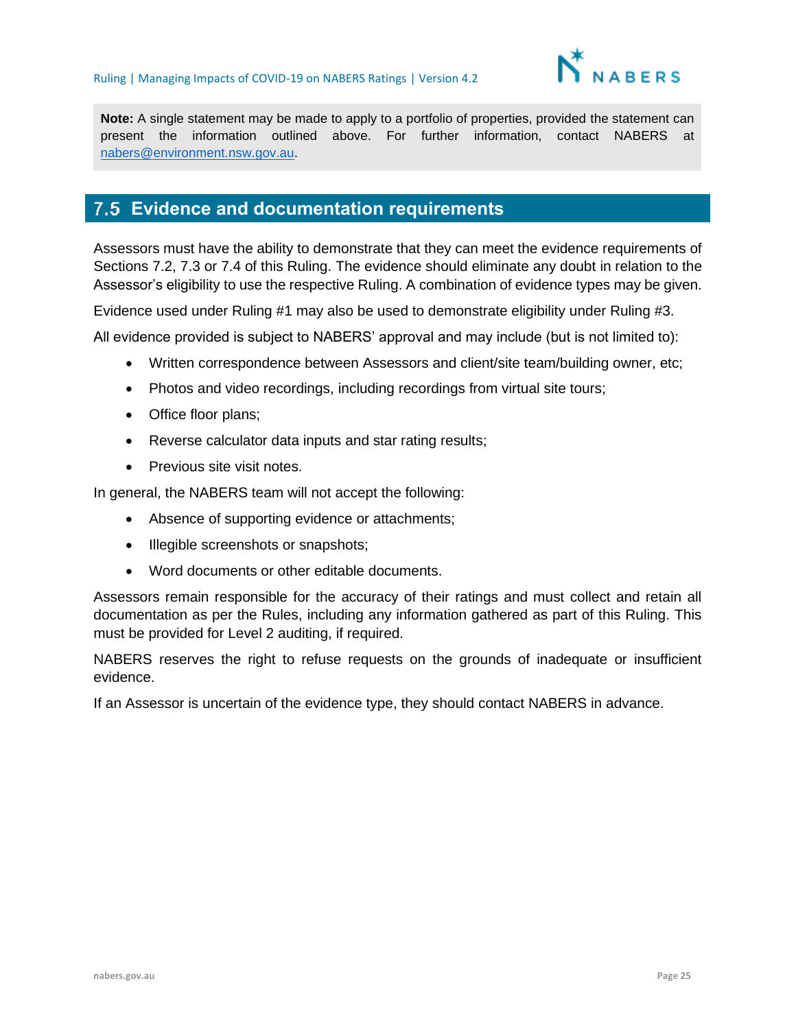> **Note:** A single statement may be made to apply to a portfolio of properties, provided the statement can present the information outlined above. For further information, contact NABERS at nabers@environment.nsw.gov.au.

## 7.5 Evidence and documentation requirements

Assessors must have the ability to demonstrate that they can meet the evidence requirements of Sections 7.2, 7.3 or 7.4 of this Ruling. The evidence should eliminate any doubt in relation to the Assessor's eligibility to use the respective Ruling. A combination of evidence types may be given.

Evidence used under Ruling #1 may also be used to demonstrate eligibility under Ruling #3.

All evidence provided is subject to NABERS' approval and may include (but is not limited to):

- Written correspondence between Assessors and client/site team/building owner, etc;
- Photos and video recordings, including recordings from virtual site tours;
- Office floor plans;
- Reverse calculator data inputs and star rating results;
- Previous site visit notes.

In general, the NABERS team will not accept the following:

- Absence of supporting evidence or attachments;
- Illegible screenshots or snapshots;
- Word documents or other editable documents.

Assessors remain responsible for the accuracy of their ratings and must collect and retain all documentation as per the Rules, including any information gathered as part of this Ruling. This must be provided for Level 2 auditing, if required.

NABERS reserves the right to refuse requests on the grounds of inadequate or insufficient evidence.

If an Assessor is uncertain of the evidence type, they should contact NABERS in advance.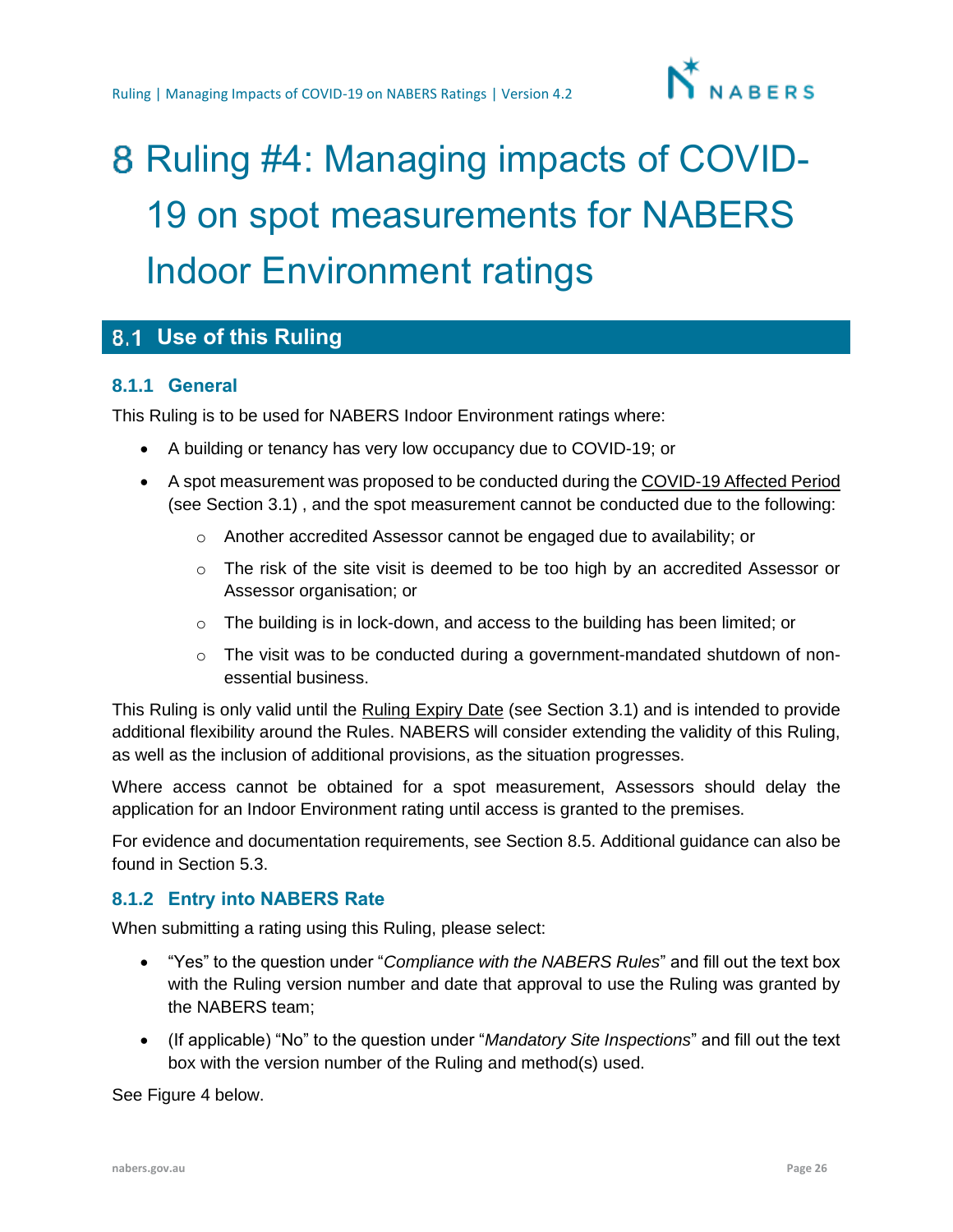# 8 Ruling #4: Managing impacts of COVID-19 on spot measurements for NABERS Indoor Environment ratings

## 8.1 Use of this Ruling

### 8.1.1 General

This Ruling is to be used for NABERS Indoor Environment ratings where:

- A building or tenancy has very low occupancy due to COVID-19; or
- A spot measurement was proposed to be conducted during the COVID-19 Affected Period (see Section 3.1) , and the spot measurement cannot be conducted due to the following:
  - Another accredited Assessor cannot be engaged due to availability; or
  - The risk of the site visit is deemed to be too high by an accredited Assessor or Assessor organisation; or
  - The building is in lock-down, and access to the building has been limited; or
  - The visit was to be conducted during a government-mandated shutdown of non-essential business.

This Ruling is only valid until the Ruling Expiry Date (see Section 3.1) and is intended to provide additional flexibility around the Rules. NABERS will consider extending the validity of this Ruling, as well as the inclusion of additional provisions, as the situation progresses.

Where access cannot be obtained for a spot measurement, Assessors should delay the application for an Indoor Environment rating until access is granted to the premises.

For evidence and documentation requirements, see Section 8.5. Additional guidance can also be found in Section 5.3.

### 8.1.2 Entry into NABERS Rate

When submitting a rating using this Ruling, please select:

- "Yes" to the question under "*Compliance with the NABERS Rules*" and fill out the text box with the Ruling version number and date that approval to use the Ruling was granted by the NABERS team;
- (If applicable) "No" to the question under "*Mandatory Site Inspections*" and fill out the text box with the version number of the Ruling and method(s) used.

See Figure 4 below.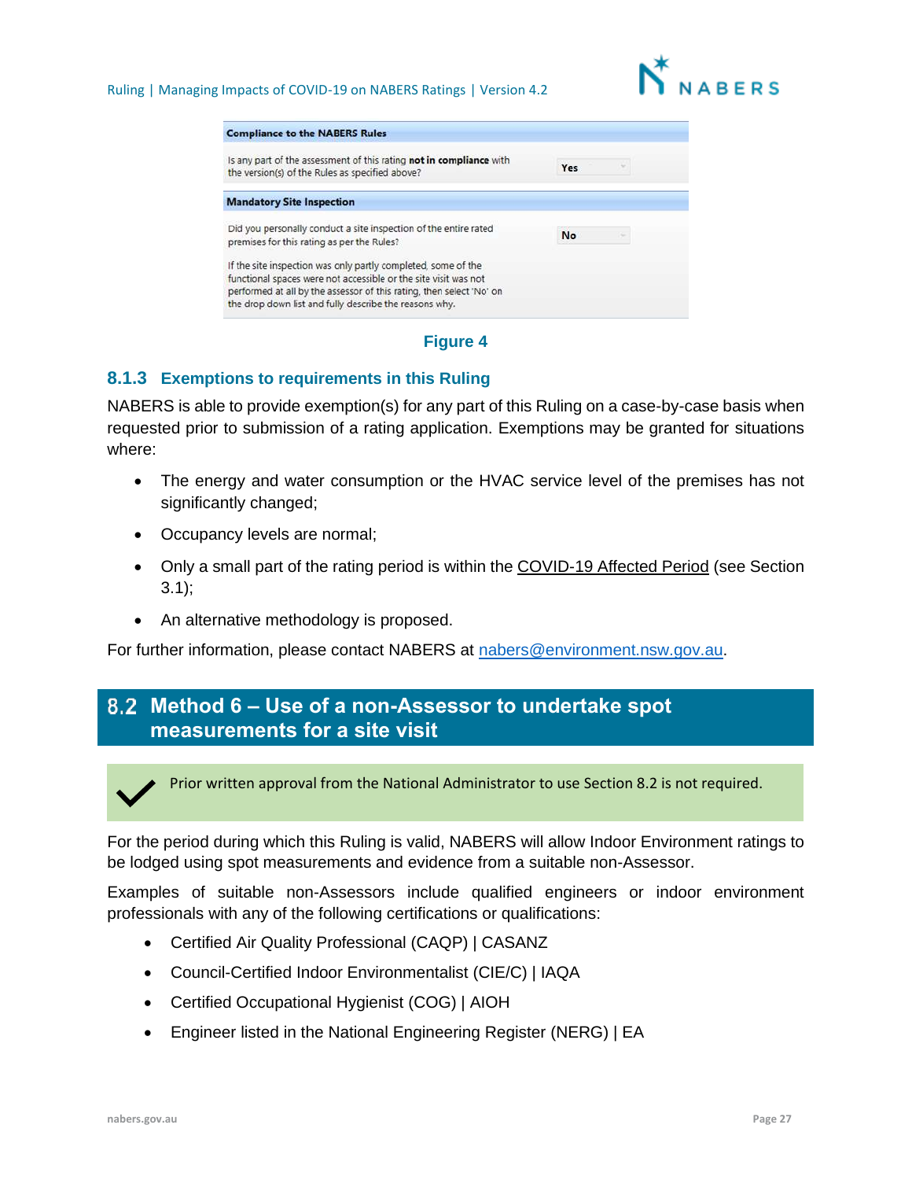| Compliance to the NABERS Rules | |
|---|---|
| Is any part of the assessment of this rating **not in compliance** with the version(s) of the Rules as specified above? | Yes |
| **Mandatory Site Inspection** | |
| Did you personally conduct a site inspection of the entire rated premises for this rating as per the Rules? | No |
| If the site inspection was only partly completed, some of the functional spaces were not accessible or the site visit was not performed at all by the assessor of this rating, then select 'No' on the drop down list and fully describe the reasons why. | |

**Figure 4**

### 8.1.3 Exemptions to requirements in this Ruling

NABERS is able to provide exemption(s) for any part of this Ruling on a case-by-case basis when requested prior to submission of a rating application. Exemptions may be granted for situations where:

- The energy and water consumption or the HVAC service level of the premises has not significantly changed;
- Occupancy levels are normal;
- Only a small part of the rating period is within the COVID-19 Affected Period (see Section 3.1);
- An alternative methodology is proposed.

For further information, please contact NABERS at nabers@environment.nsw.gov.au.

## 8.2 Method 6 – Use of a non-Assessor to undertake spot measurements for a site visit

✓ Prior written approval from the National Administrator to use Section 8.2 is not required.

For the period during which this Ruling is valid, NABERS will allow Indoor Environment ratings to be lodged using spot measurements and evidence from a suitable non-Assessor.

Examples of suitable non-Assessors include qualified engineers or indoor environment professionals with any of the following certifications or qualifications:

- Certified Air Quality Professional (CAQP) | CASANZ
- Council-Certified Indoor Environmentalist (CIE/C) | IAQA
- Certified Occupational Hygienist (COG) | AIOH
- Engineer listed in the National Engineering Register (NERG) | EA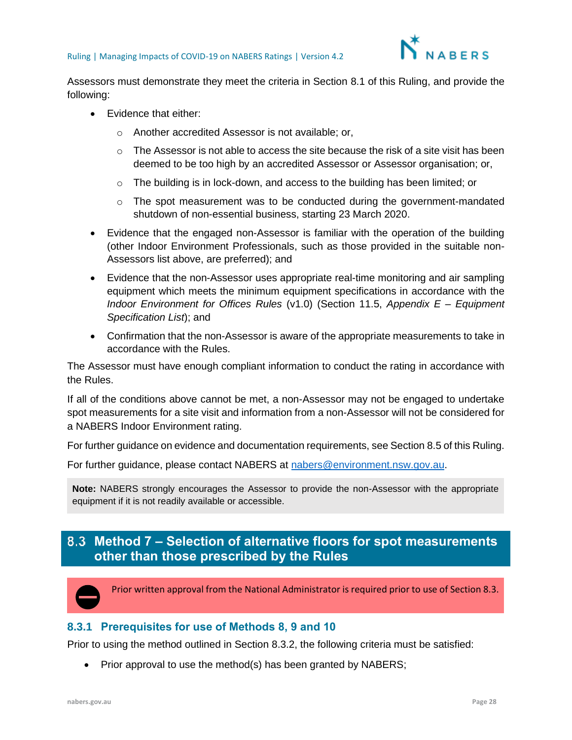Assessors must demonstrate they meet the criteria in Section 8.1 of this Ruling, and provide the following:

- Evidence that either:
  - Another accredited Assessor is not available; or,
  - The Assessor is not able to access the site because the risk of a site visit has been deemed to be too high by an accredited Assessor or Assessor organisation; or,
  - The building is in lock-down, and access to the building has been limited; or
  - The spot measurement was to be conducted during the government-mandated shutdown of non-essential business, starting 23 March 2020.
- Evidence that the engaged non-Assessor is familiar with the operation of the building (other Indoor Environment Professionals, such as those provided in the suitable non-Assessors list above, are preferred); and
- Evidence that the non-Assessor uses appropriate real-time monitoring and air sampling equipment which meets the minimum equipment specifications in accordance with the *Indoor Environment for Offices Rules* (v1.0) (Section 11.5, *Appendix E – Equipment Specification List*); and
- Confirmation that the non-Assessor is aware of the appropriate measurements to take in accordance with the Rules.

The Assessor must have enough compliant information to conduct the rating in accordance with the Rules.

If all of the conditions above cannot be met, a non-Assessor may not be engaged to undertake spot measurements for a site visit and information from a non-Assessor will not be considered for a NABERS Indoor Environment rating.

For further guidance on evidence and documentation requirements, see Section 8.5 of this Ruling.

For further guidance, please contact NABERS at nabers@environment.nsw.gov.au.

> **Note:** NABERS strongly encourages the Assessor to provide the non-Assessor with the appropriate equipment if it is not readily available or accessible.

## 8.3 Method 7 – Selection of alternative floors for spot measurements other than those prescribed by the Rules

> Prior written approval from the National Administrator is required prior to use of Section 8.3.

### 8.3.1 Prerequisites for use of Methods 8, 9 and 10

Prior to using the method outlined in Section 8.3.2, the following criteria must be satisfied:

- Prior approval to use the method(s) has been granted by NABERS;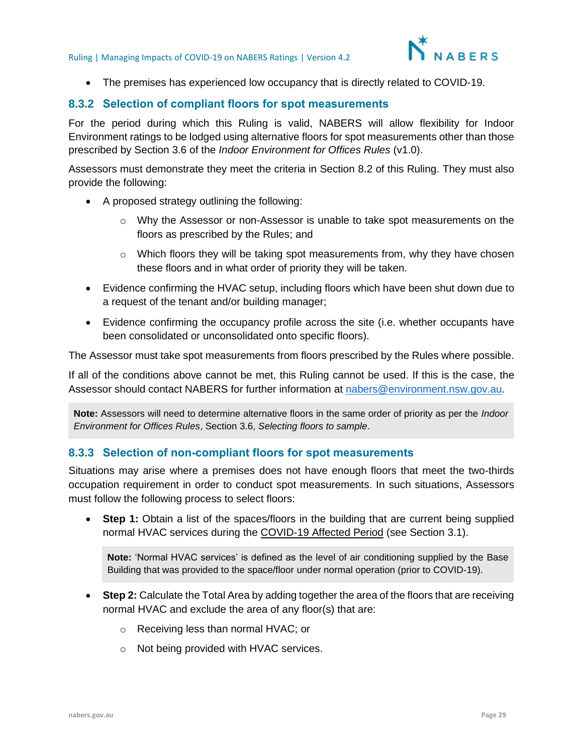- The premises has experienced low occupancy that is directly related to COVID-19.

### 8.3.2 Selection of compliant floors for spot measurements

For the period during which this Ruling is valid, NABERS will allow flexibility for Indoor Environment ratings to be lodged using alternative floors for spot measurements other than those prescribed by Section 3.6 of the *Indoor Environment for Offices Rules* (v1.0).

Assessors must demonstrate they meet the criteria in Section 8.2 of this Ruling. They must also provide the following:

- A proposed strategy outlining the following:
  - Why the Assessor or non-Assessor is unable to take spot measurements on the floors as prescribed by the Rules; and
  - Which floors they will be taking spot measurements from, why they have chosen these floors and in what order of priority they will be taken.
- Evidence confirming the HVAC setup, including floors which have been shut down due to a request of the tenant and/or building manager;
- Evidence confirming the occupancy profile across the site (i.e. whether occupants have been consolidated or unconsolidated onto specific floors).

The Assessor must take spot measurements from floors prescribed by the Rules where possible.

If all of the conditions above cannot be met, this Ruling cannot be used. If this is the case, the Assessor should contact NABERS for further information at nabers@environment.nsw.gov.au.

> **Note:** Assessors will need to determine alternative floors in the same order of priority as per the *Indoor Environment for Offices Rules*, Section 3.6, *Selecting floors to sample*.

### 8.3.3 Selection of non-compliant floors for spot measurements

Situations may arise where a premises does not have enough floors that meet the two-thirds occupation requirement in order to conduct spot measurements. In such situations, Assessors must follow the following process to select floors:

- **Step 1:** Obtain a list of the spaces/floors in the building that are current being supplied normal HVAC services during the COVID-19 Affected Period (see Section 3.1).

  > **Note:** 'Normal HVAC services' is defined as the level of air conditioning supplied by the Base Building that was provided to the space/floor under normal operation (prior to COVID-19).

- **Step 2:** Calculate the Total Area by adding together the area of the floors that are receiving normal HVAC and exclude the area of any floor(s) that are:
  - Receiving less than normal HVAC; or
  - Not being provided with HVAC services.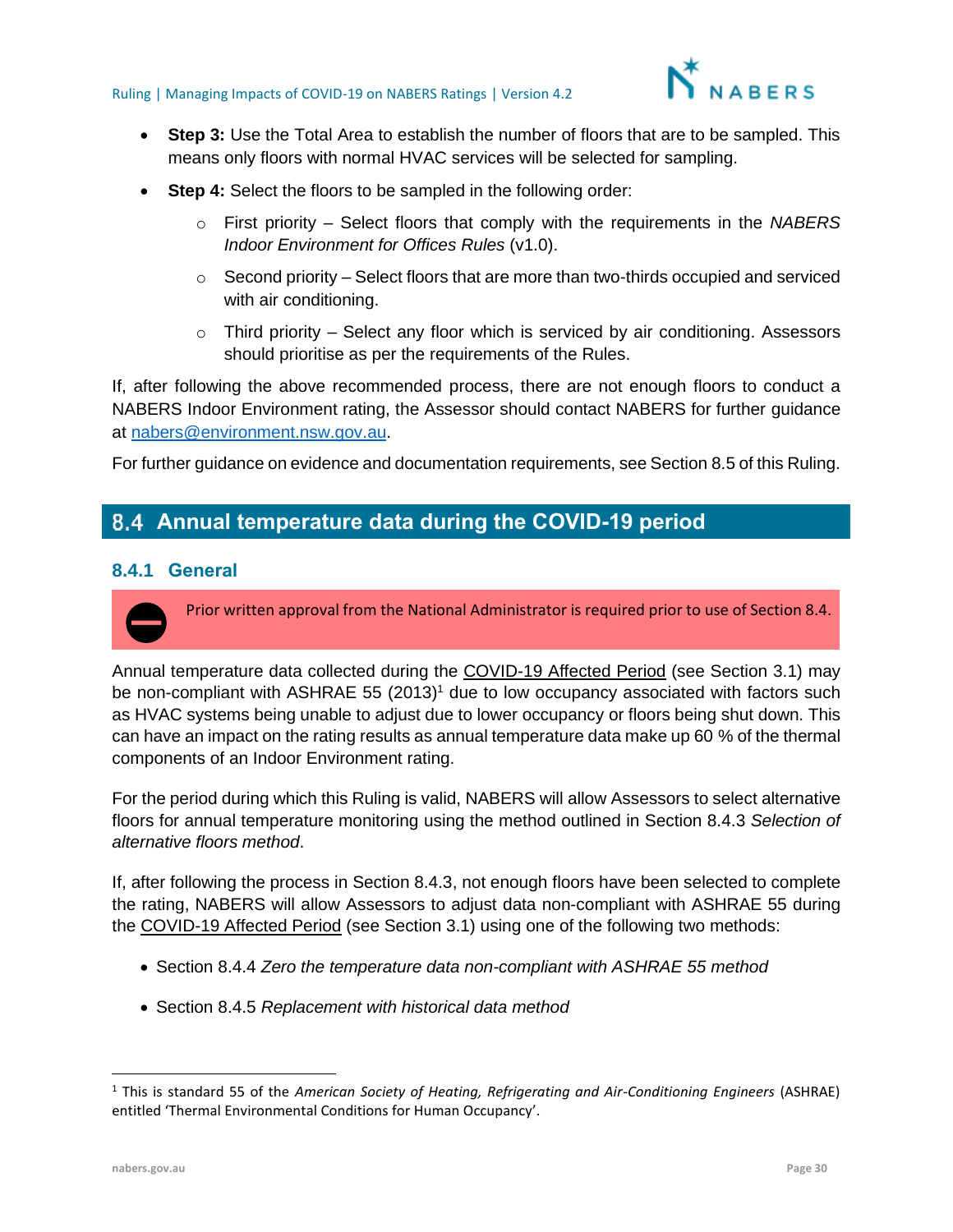- **Step 3:** Use the Total Area to establish the number of floors that are to be sampled. This means only floors with normal HVAC services will be selected for sampling.
- **Step 4:** Select the floors to be sampled in the following order:
  - First priority – Select floors that comply with the requirements in the *NABERS Indoor Environment for Offices Rules* (v1.0).
  - Second priority – Select floors that are more than two-thirds occupied and serviced with air conditioning.
  - Third priority – Select any floor which is serviced by air conditioning. Assessors should prioritise as per the requirements of the Rules.

If, after following the above recommended process, there are not enough floors to conduct a NABERS Indoor Environment rating, the Assessor should contact NABERS for further guidance at nabers@environment.nsw.gov.au.

For further guidance on evidence and documentation requirements, see Section 8.5 of this Ruling.

## 8.4 Annual temperature data during the COVID-19 period

### 8.4.1 General

Prior written approval from the National Administrator is required prior to use of Section 8.4.

Annual temperature data collected during the COVID-19 Affected Period (see Section 3.1) may be non-compliant with ASHRAE 55 (2013)[1] due to low occupancy associated with factors such as HVAC systems being unable to adjust due to lower occupancy or floors being shut down. This can have an impact on the rating results as annual temperature data make up 60 % of the thermal components of an Indoor Environment rating.

For the period during which this Ruling is valid, NABERS will allow Assessors to select alternative floors for annual temperature monitoring using the method outlined in Section 8.4.3 *Selection of alternative floors method*.

If, after following the process in Section 8.4.3, not enough floors have been selected to complete the rating, NABERS will allow Assessors to adjust data non-compliant with ASHRAE 55 during the COVID-19 Affected Period (see Section 3.1) using one of the following two methods:

- Section 8.4.4 *Zero the temperature data non-compliant with ASHRAE 55 method*
- Section 8.4.5 *Replacement with historical data method*

[1] This is standard 55 of the *American Society of Heating, Refrigerating and Air-Conditioning Engineers* (ASHRAE) entitled 'Thermal Environmental Conditions for Human Occupancy'.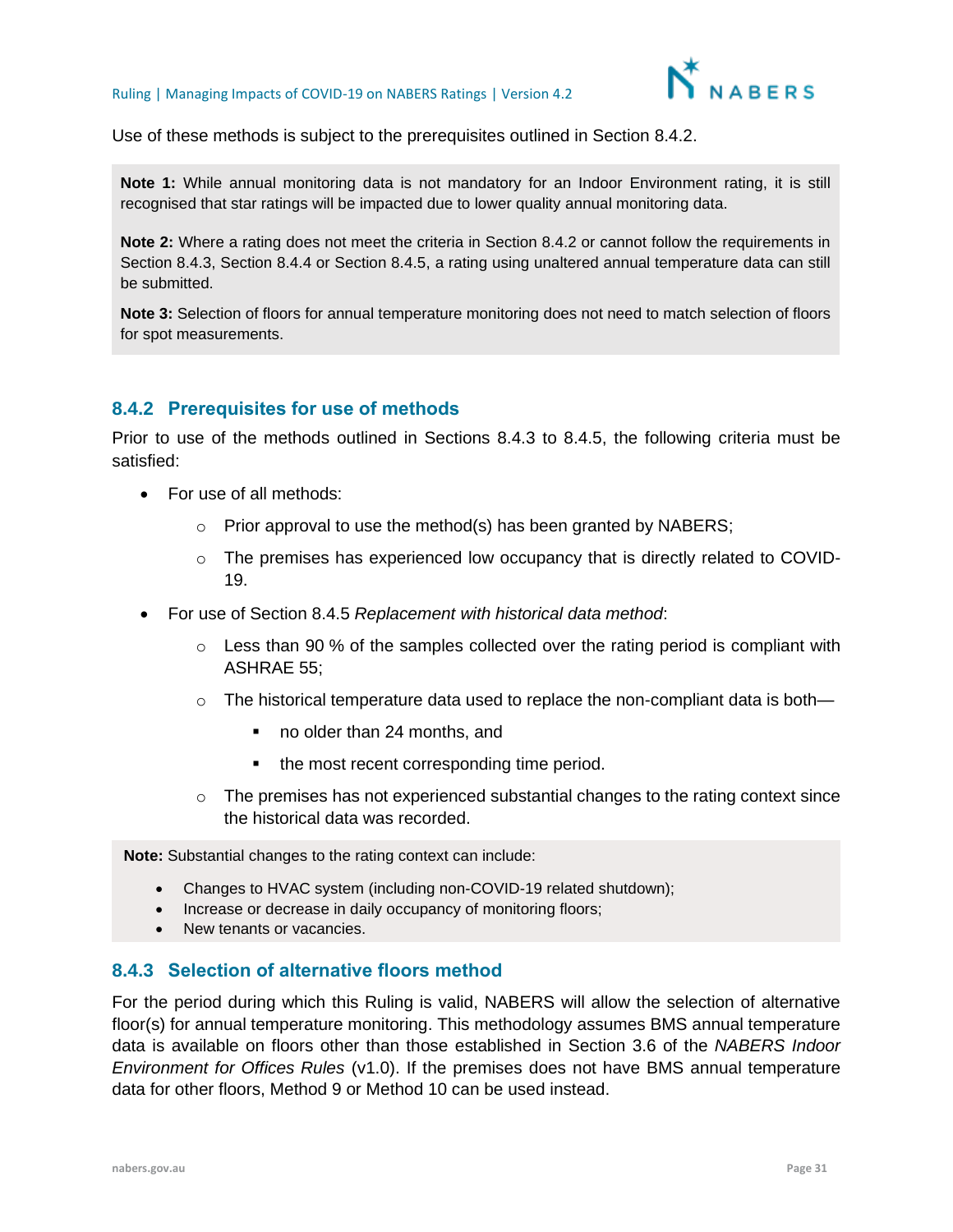Use of these methods is subject to the prerequisites outlined in Section 8.4.2.

> **Note 1:** While annual monitoring data is not mandatory for an Indoor Environment rating, it is still recognised that star ratings will be impacted due to lower quality annual monitoring data.
>
> **Note 2:** Where a rating does not meet the criteria in Section 8.4.2 or cannot follow the requirements in Section 8.4.3, Section 8.4.4 or Section 8.4.5, a rating using unaltered annual temperature data can still be submitted.
>
> **Note 3:** Selection of floors for annual temperature monitoring does not need to match selection of floors for spot measurements.

### 8.4.2 Prerequisites for use of methods

Prior to use of the methods outlined in Sections 8.4.3 to 8.4.5, the following criteria must be satisfied:

- For use of all methods:
  - Prior approval to use the method(s) has been granted by NABERS;
  - The premises has experienced low occupancy that is directly related to COVID-19.
- For use of Section 8.4.5 *Replacement with historical data method*:
  - Less than 90 % of the samples collected over the rating period is compliant with ASHRAE 55;
  - The historical temperature data used to replace the non-compliant data is both—
    - no older than 24 months, and
    - the most recent corresponding time period.
  - The premises has not experienced substantial changes to the rating context since the historical data was recorded.

> **Note:** Substantial changes to the rating context can include:
>
> - Changes to HVAC system (including non-COVID-19 related shutdown);
> - Increase or decrease in daily occupancy of monitoring floors;
> - New tenants or vacancies.

### 8.4.3 Selection of alternative floors method

For the period during which this Ruling is valid, NABERS will allow the selection of alternative floor(s) for annual temperature monitoring. This methodology assumes BMS annual temperature data is available on floors other than those established in Section 3.6 of the *NABERS Indoor Environment for Offices Rules* (v1.0). If the premises does not have BMS annual temperature data for other floors, Method 9 or Method 10 can be used instead.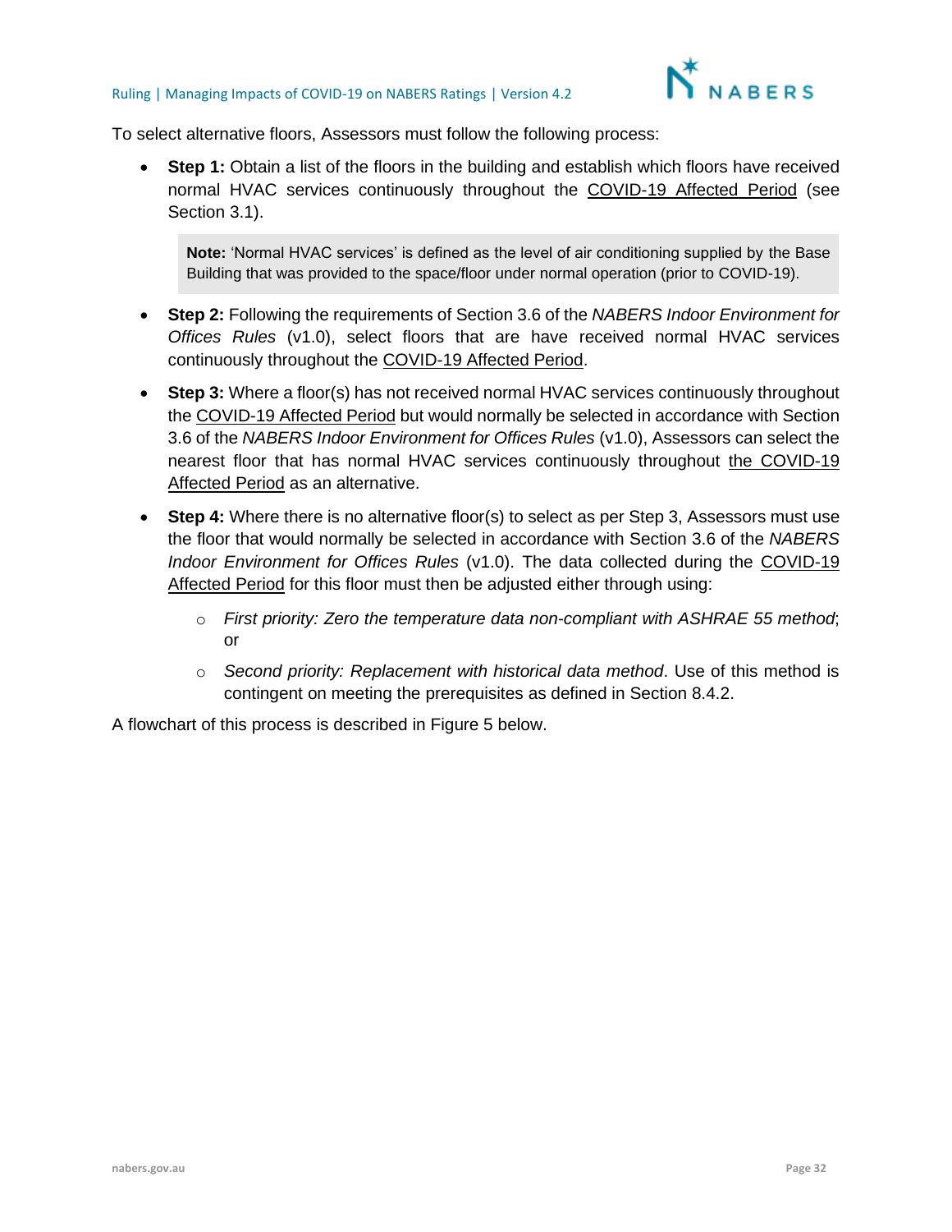To select alternative floors, Assessors must follow the following process:

- **Step 1:** Obtain a list of the floors in the building and establish which floors have received normal HVAC services continuously throughout the COVID-19 Affected Period (see Section 3.1).

> **Note:** 'Normal HVAC services' is defined as the level of air conditioning supplied by the Base Building that was provided to the space/floor under normal operation (prior to COVID-19).

- **Step 2:** Following the requirements of Section 3.6 of the *NABERS Indoor Environment for Offices Rules* (v1.0), select floors that are have received normal HVAC services continuously throughout the COVID-19 Affected Period.
- **Step 3:** Where a floor(s) has not received normal HVAC services continuously throughout the COVID-19 Affected Period but would normally be selected in accordance with Section 3.6 of the *NABERS Indoor Environment for Offices Rules* (v1.0), Assessors can select the nearest floor that has normal HVAC services continuously throughout the COVID-19 Affected Period as an alternative.
- **Step 4:** Where there is no alternative floor(s) to select as per Step 3, Assessors must use the floor that would normally be selected in accordance with Section 3.6 of the *NABERS Indoor Environment for Offices Rules* (v1.0). The data collected during the COVID-19 Affected Period for this floor must then be adjusted either through using:
    - *First priority: Zero the temperature data non-compliant with ASHRAE 55 method*; or
    - *Second priority: Replacement with historical data method*. Use of this method is contingent on meeting the prerequisites as defined in Section 8.4.2.

A flowchart of this process is described in Figure 5 below.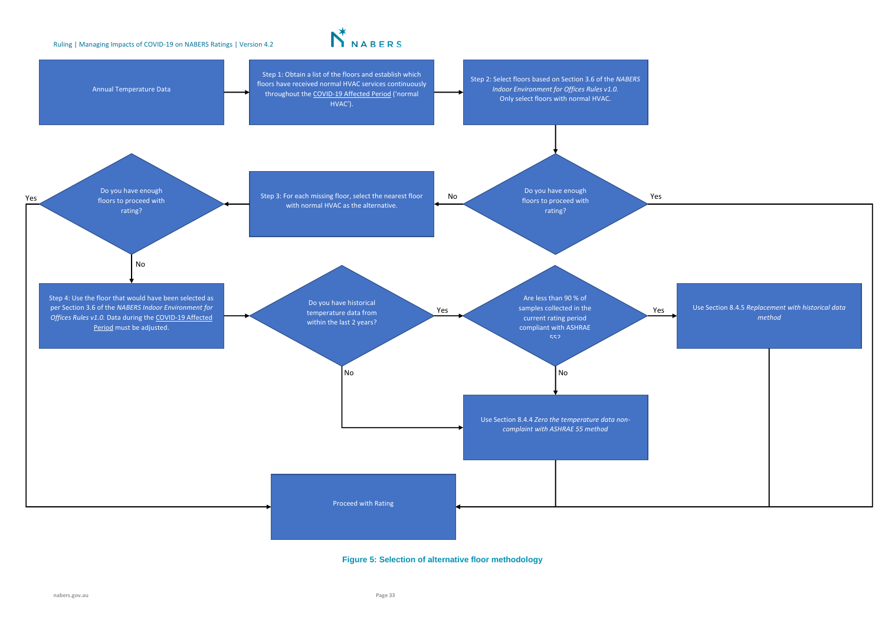Annual Temperature Data

Step 1: Obtain a list of the floors and establish which floors have received normal HVAC services continuously throughout the COVID-19 Affected Period ('normal HVAC').

Step 2: Select floors based on Section 3.6 of the *NABERS Indoor Environment for Offices Rules v1.0*. Only select floors with normal HVAC.

Do you have enough floors to proceed with rating?

Yes

No

Step 3: For each missing floor, select the nearest floor with normal HVAC as the alternative.

Do you have enough floors to proceed with rating?

Yes

No

Step 4: Use the floor that would have been selected as per Section 3.6 of the *NABERS Indoor Environment for Offices Rules v1.0.* Data during the COVID-19 Affected Period must be adjusted.

Do you have historical temperature data from within the last 2 years?

Yes

No

Are less than 90 % of samples collected in the current rating period compliant with ASHRAE 55?

Yes

No

Use Section 8.4.5 *Replacement with historical data method*

Use Section 8.4.4 *Zero the temperature data non-complaint with ASHRAE 55 method*

Proceed with Rating

**Figure 5: Selection of alternative floor methodology**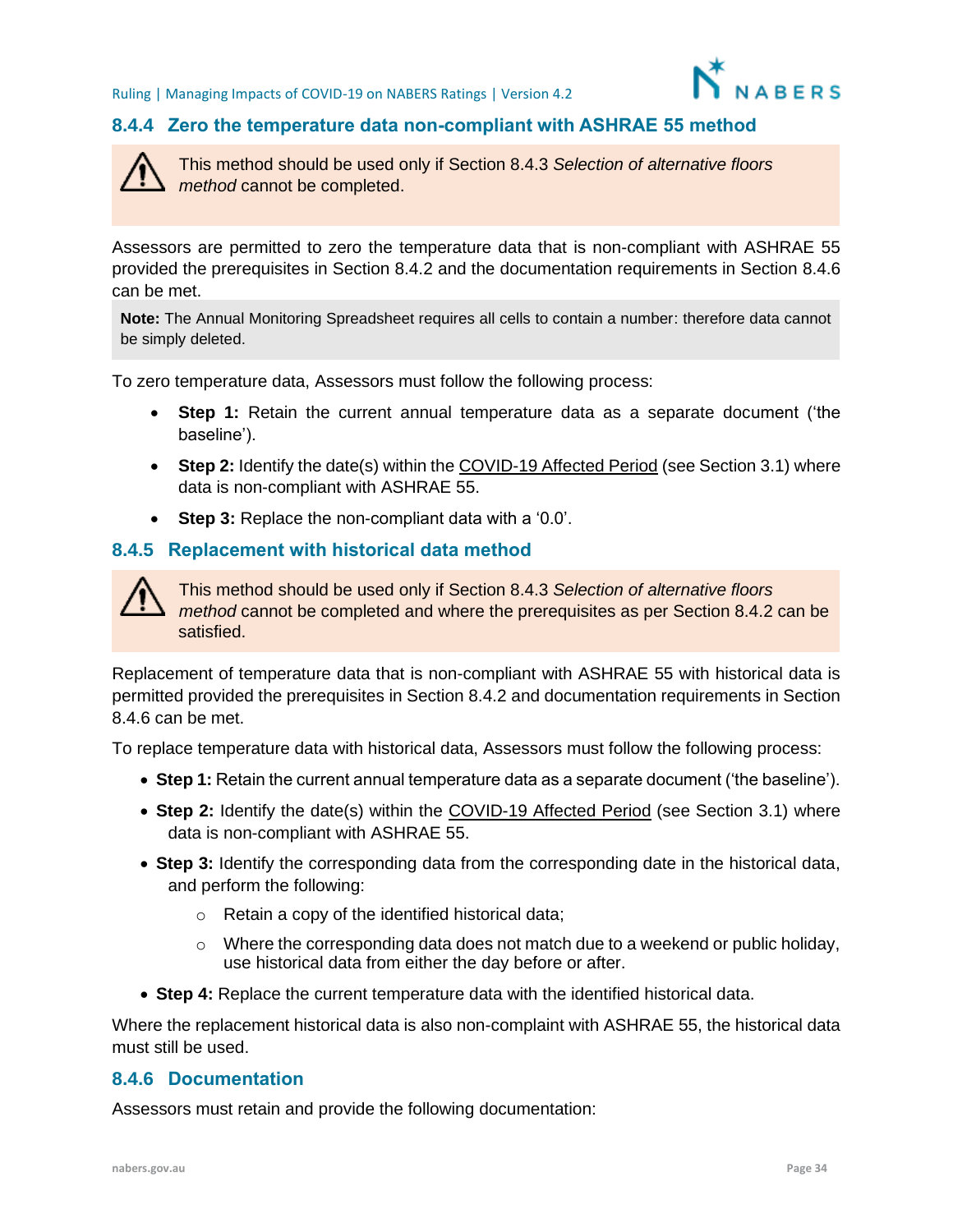### 8.4.4 Zero the temperature data non-compliant with ASHRAE 55 method

> ⚠ This method should be used only if Section 8.4.3 *Selection of alternative floors method* cannot be completed.

Assessors are permitted to zero the temperature data that is non-compliant with ASHRAE 55 provided the prerequisites in Section 8.4.2 and the documentation requirements in Section 8.4.6 can be met.

> **Note:** The Annual Monitoring Spreadsheet requires all cells to contain a number: therefore data cannot be simply deleted.

To zero temperature data, Assessors must follow the following process:

- **Step 1:** Retain the current annual temperature data as a separate document ('the baseline').
- **Step 2:** Identify the date(s) within the COVID-19 Affected Period (see Section 3.1) where data is non-compliant with ASHRAE 55.
- **Step 3:** Replace the non-compliant data with a '0.0'.

### 8.4.5 Replacement with historical data method

> ⚠ This method should be used only if Section 8.4.3 *Selection of alternative floors method* cannot be completed and where the prerequisites as per Section 8.4.2 can be satisfied.

Replacement of temperature data that is non-compliant with ASHRAE 55 with historical data is permitted provided the prerequisites in Section 8.4.2 and documentation requirements in Section 8.4.6 can be met.

To replace temperature data with historical data, Assessors must follow the following process:

- **Step 1:** Retain the current annual temperature data as a separate document ('the baseline').
- **Step 2:** Identify the date(s) within the COVID-19 Affected Period (see Section 3.1) where data is non-compliant with ASHRAE 55.
- **Step 3:** Identify the corresponding data from the corresponding date in the historical data, and perform the following:
  - Retain a copy of the identified historical data;
  - Where the corresponding data does not match due to a weekend or public holiday, use historical data from either the day before or after.
- **Step 4:** Replace the current temperature data with the identified historical data.

Where the replacement historical data is also non-complaint with ASHRAE 55, the historical data must still be used.

### 8.4.6 Documentation

Assessors must retain and provide the following documentation: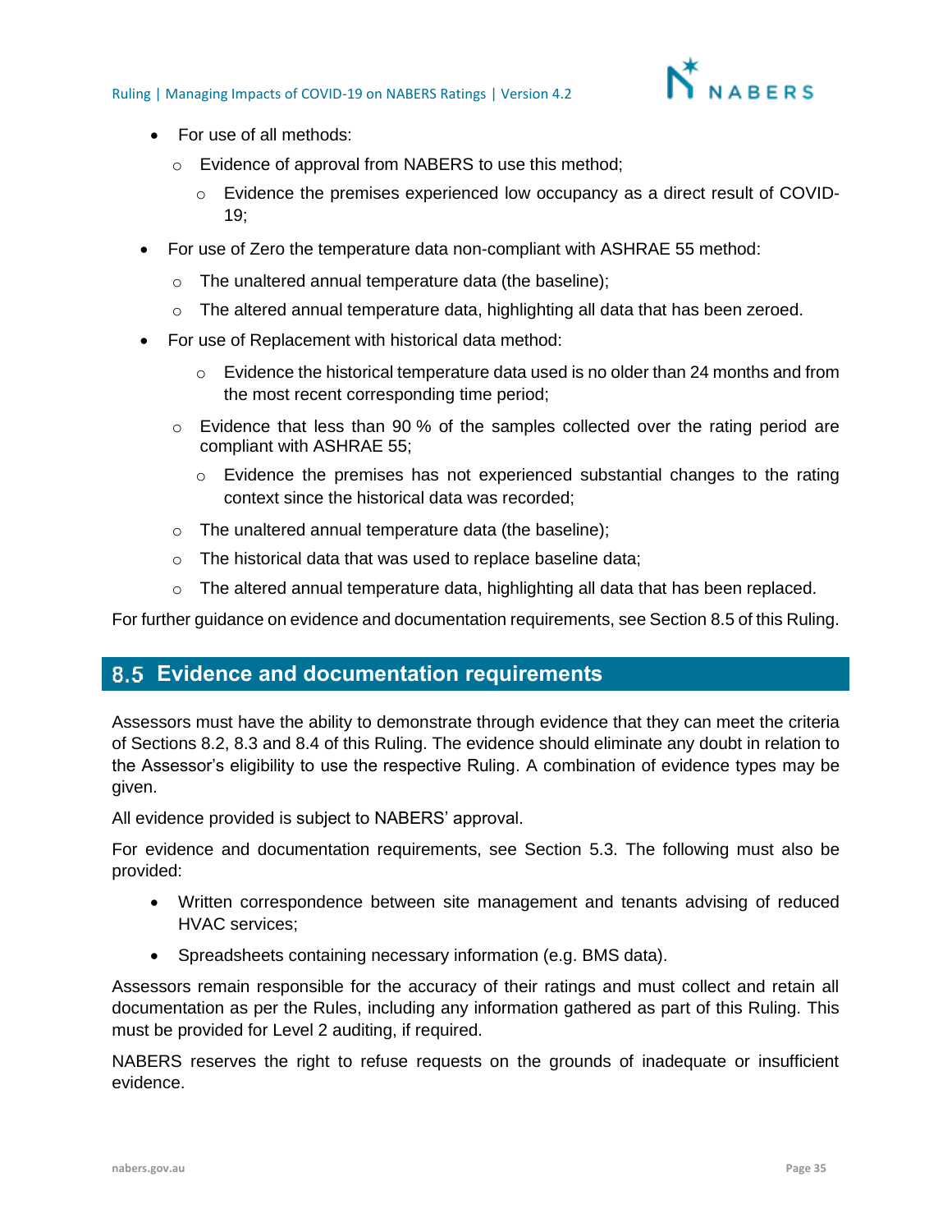- For use of all methods:
  - Evidence of approval from NABERS to use this method;
    - Evidence the premises experienced low occupancy as a direct result of COVID-19;
- For use of Zero the temperature data non-compliant with ASHRAE 55 method:
  - The unaltered annual temperature data (the baseline);
  - The altered annual temperature data, highlighting all data that has been zeroed.
- For use of Replacement with historical data method:
    - Evidence the historical temperature data used is no older than 24 months and from the most recent corresponding time period;
  - Evidence that less than 90 % of the samples collected over the rating period are compliant with ASHRAE 55;
    - Evidence the premises has not experienced substantial changes to the rating context since the historical data was recorded;
  - The unaltered annual temperature data (the baseline);
  - The historical data that was used to replace baseline data;
  - The altered annual temperature data, highlighting all data that has been replaced.

For further guidance on evidence and documentation requirements, see Section 8.5 of this Ruling.

## 8.5 Evidence and documentation requirements

Assessors must have the ability to demonstrate through evidence that they can meet the criteria of Sections 8.2, 8.3 and 8.4 of this Ruling. The evidence should eliminate any doubt in relation to the Assessor's eligibility to use the respective Ruling. A combination of evidence types may be given.

All evidence provided is subject to NABERS' approval.

For evidence and documentation requirements, see Section 5.3. The following must also be provided:

- Written correspondence between site management and tenants advising of reduced HVAC services;
- Spreadsheets containing necessary information (e.g. BMS data).

Assessors remain responsible for the accuracy of their ratings and must collect and retain all documentation as per the Rules, including any information gathered as part of this Ruling. This must be provided for Level 2 auditing, if required.

NABERS reserves the right to refuse requests on the grounds of inadequate or insufficient evidence.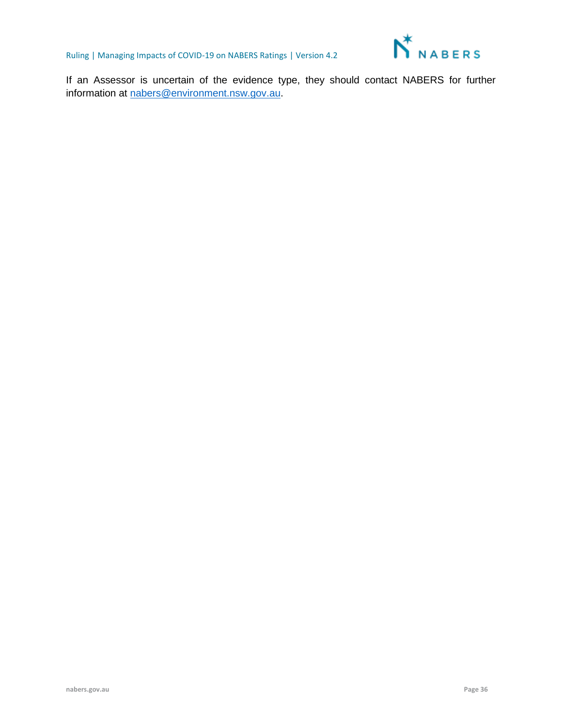If an Assessor is uncertain of the evidence type, they should contact NABERS for further information at [nabers@environment.nsw.gov.au](mailto:nabers@environment.nsw.gov.au).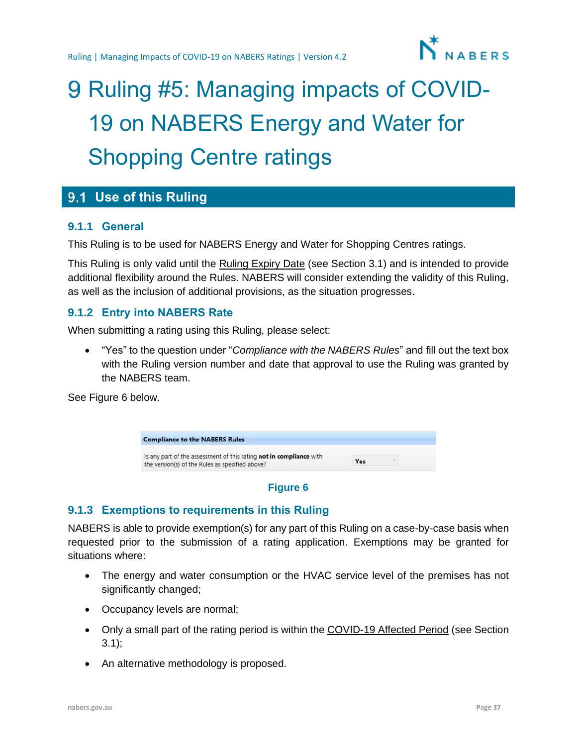# 9 Ruling #5: Managing impacts of COVID-19 on NABERS Energy and Water for Shopping Centre ratings

## 9.1 Use of this Ruling

### 9.1.1 General

This Ruling is to be used for NABERS Energy and Water for Shopping Centres ratings.

This Ruling is only valid until the Ruling Expiry Date (see Section 3.1) and is intended to provide additional flexibility around the Rules. NABERS will consider extending the validity of this Ruling, as well as the inclusion of additional provisions, as the situation progresses.

### 9.1.2 Entry into NABERS Rate

When submitting a rating using this Ruling, please select:

- "Yes" to the question under "*Compliance with the NABERS Rules*" and fill out the text box with the Ruling version number and date that approval to use the Ruling was granted by the NABERS team.

See Figure 6 below.

| **Compliance to the NABERS Rules** | |
|---|---|
| Is any part of the assessment of this rating **not in compliance** with the version(s) of the Rules as specified above? | Yes |

**Figure 6**

### 9.1.3 Exemptions to requirements in this Ruling

NABERS is able to provide exemption(s) for any part of this Ruling on a case-by-case basis when requested prior to the submission of a rating application. Exemptions may be granted for situations where:

- The energy and water consumption or the HVAC service level of the premises has not significantly changed;
- Occupancy levels are normal;
- Only a small part of the rating period is within the COVID-19 Affected Period (see Section 3.1);
- An alternative methodology is proposed.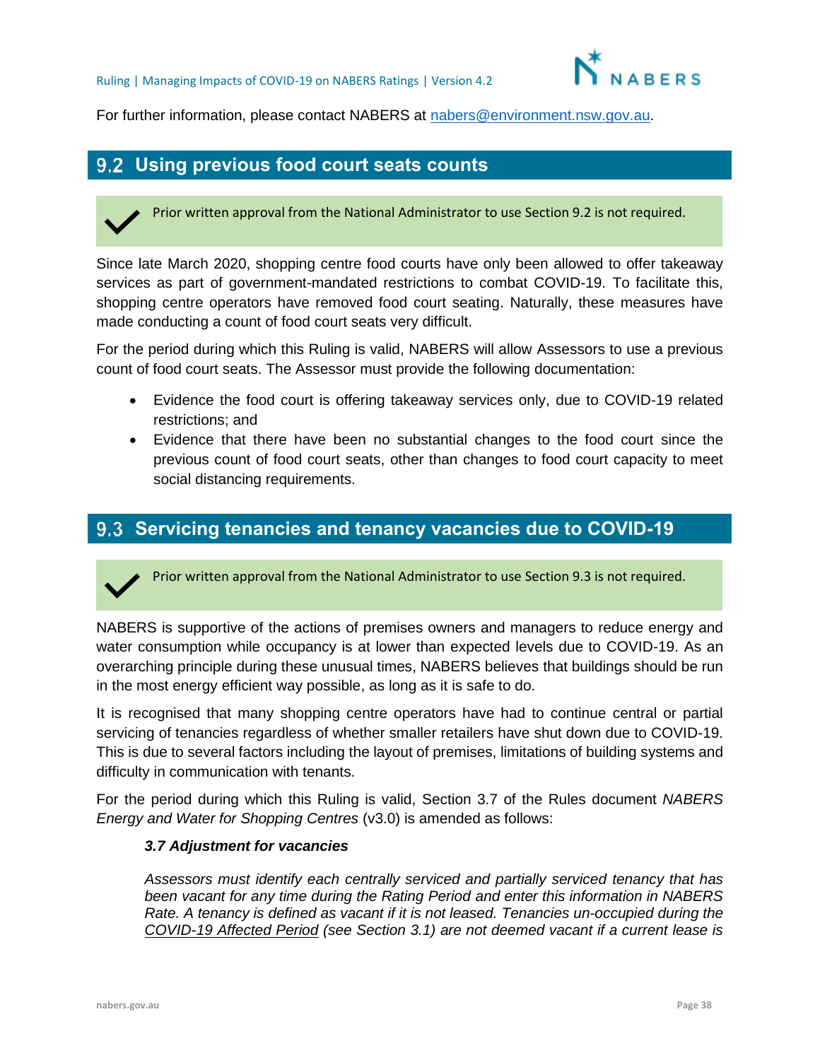For further information, please contact NABERS at nabers@environment.nsw.gov.au.

## 9.2 Using previous food court seats counts

> ✓ Prior written approval from the National Administrator to use Section 9.2 is not required.

Since late March 2020, shopping centre food courts have only been allowed to offer takeaway services as part of government-mandated restrictions to combat COVID-19. To facilitate this, shopping centre operators have removed food court seating. Naturally, these measures have made conducting a count of food court seats very difficult.

For the period during which this Ruling is valid, NABERS will allow Assessors to use a previous count of food court seats. The Assessor must provide the following documentation:

- Evidence the food court is offering takeaway services only, due to COVID-19 related restrictions; and
- Evidence that there have been no substantial changes to the food court since the previous count of food court seats, other than changes to food court capacity to meet social distancing requirements.

## 9.3 Servicing tenancies and tenancy vacancies due to COVID-19

> ✓ Prior written approval from the National Administrator to use Section 9.3 is not required.

NABERS is supportive of the actions of premises owners and managers to reduce energy and water consumption while occupancy is at lower than expected levels due to COVID-19. As an overarching principle during these unusual times, NABERS believes that buildings should be run in the most energy efficient way possible, as long as it is safe to do.

It is recognised that many shopping centre operators have had to continue central or partial servicing of tenancies regardless of whether smaller retailers have shut down due to COVID-19. This is due to several factors including the layout of premises, limitations of building systems and difficulty in communication with tenants.

For the period during which this Ruling is valid, Section 3.7 of the Rules document *NABERS Energy and Water for Shopping Centres* (v3.0) is amended as follows:

> ***3.7 Adjustment for vacancies***
>
> *Assessors must identify each centrally serviced and partially serviced tenancy that has been vacant for any time during the Rating Period and enter this information in NABERS Rate. A tenancy is defined as vacant if it is not leased. Tenancies un-occupied during the COVID-19 Affected Period (see Section 3.1) are not deemed vacant if a current lease is*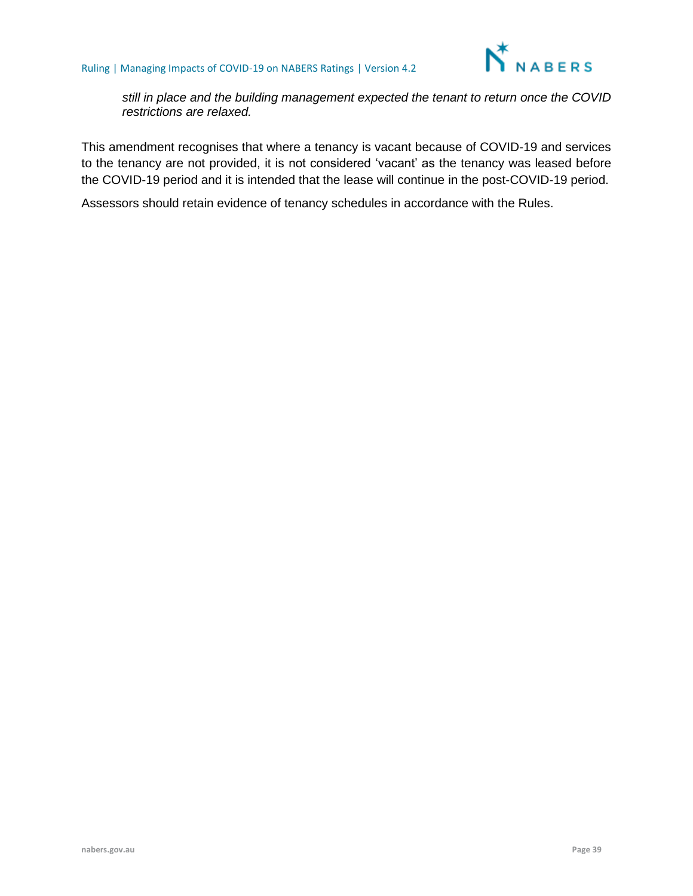*still in place and the building management expected the tenant to return once the COVID restrictions are relaxed.*

This amendment recognises that where a tenancy is vacant because of COVID-19 and services to the tenancy are not provided, it is not considered 'vacant' as the tenancy was leased before the COVID-19 period and it is intended that the lease will continue in the post-COVID-19 period.

Assessors should retain evidence of tenancy schedules in accordance with the Rules.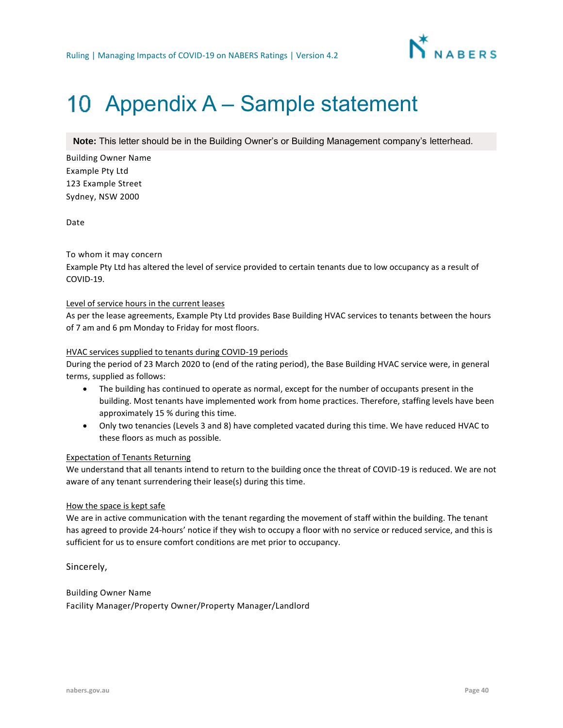# 10 Appendix A – Sample statement

**Note:** This letter should be in the Building Owner's or Building Management company's letterhead.

Building Owner Name
Example Pty Ltd
123 Example Street
Sydney, NSW 2000

Date

To whom it may concern
Example Pty Ltd has altered the level of service provided to certain tenants due to low occupancy as a result of COVID-19.

<u>Level of service hours in the current leases</u>
As per the lease agreements, Example Pty Ltd provides Base Building HVAC services to tenants between the hours of 7 am and 6 pm Monday to Friday for most floors.

<u>HVAC services supplied to tenants during COVID-19 periods</u>
During the period of 23 March 2020 to (end of the rating period), the Base Building HVAC service were, in general terms, supplied as follows:

- The building has continued to operate as normal, except for the number of occupants present in the building. Most tenants have implemented work from home practices. Therefore, staffing levels have been approximately 15 % during this time.
- Only two tenancies (Levels 3 and 8) have completed vacated during this time. We have reduced HVAC to these floors as much as possible.

<u>Expectation of Tenants Returning</u>
We understand that all tenants intend to return to the building once the threat of COVID-19 is reduced. We are not aware of any tenant surrendering their lease(s) during this time.

<u>How the space is kept safe</u>
We are in active communication with the tenant regarding the movement of staff within the building. The tenant has agreed to provide 24-hours' notice if they wish to occupy a floor with no service or reduced service, and this is sufficient for us to ensure comfort conditions are met prior to occupancy.

Sincerely,

Building Owner Name
Facility Manager/Property Owner/Property Manager/Landlord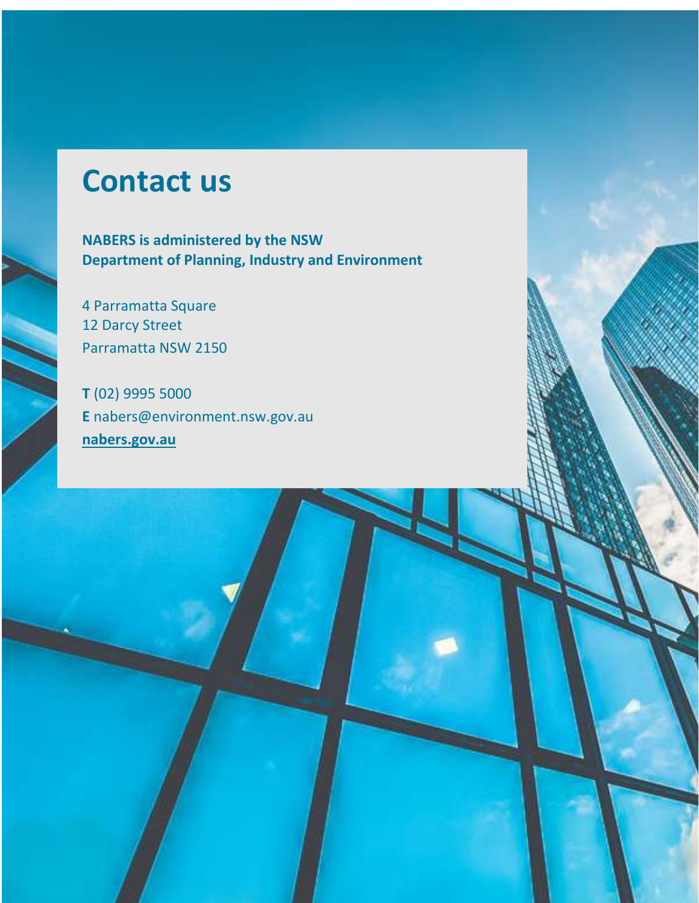# Contact us

**NABERS is administered by the NSW Department of Planning, Industry and Environment**

4 Parramatta Square
12 Darcy Street
Parramatta NSW 2150

**T** (02) 9995 5000
**E** nabers@environment.nsw.gov.au
**nabers.gov.au**